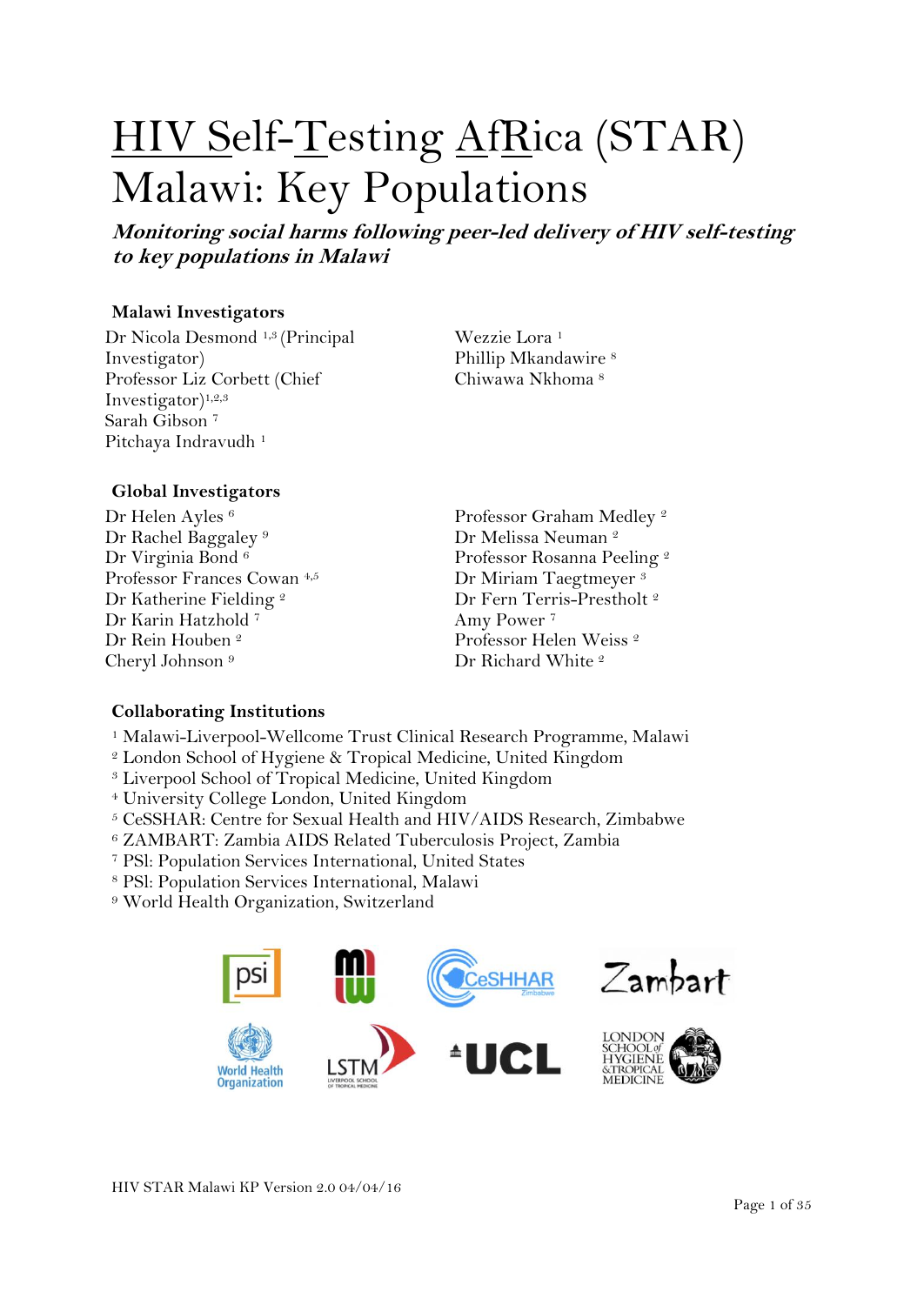# HIV Self-Testing AfRica (STAR) Malawi: Key Populations

***Monitoring social harms following peer-led delivery of HIV self-testing to key populations in Malawi***

### Malawi Investigators

Dr Nicola Desmond [1,3] (Principal Investigator)
Professor Liz Corbett (Chief Investigator)[1,2,3]
Sarah Gibson [7]
Pitchaya Indravudh [1]
Wezzie Lora [1]
Phillip Mkandawire [8]
Chiwawa Nkhoma [8]

### Global Investigators

Dr Helen Ayles [6]
Dr Rachel Baggaley [9]
Dr Virginia Bond [6]
Professor Frances Cowan [4,5]
Dr Katherine Fielding [2]
Dr Karin Hatzhold [7]
Dr Rein Houben [2]
Cheryl Johnson [9]
Professor Graham Medley [2]
Dr Melissa Neuman [2]
Professor Rosanna Peeling [2]
Dr Miriam Taegtmeyer [3]
Dr Fern Terris-Prestholt [2]
Amy Power [7]
Professor Helen Weiss [2]
Dr Richard White [2]

### Collaborating Institutions

[1] Malawi-Liverpool-Wellcome Trust Clinical Research Programme, Malawi
[2] London School of Hygiene & Tropical Medicine, United Kingdom
[3] Liverpool School of Tropical Medicine, United Kingdom
[4] University College London, United Kingdom
[5] CeSSHAR: Centre for Sexual Health and HIV/AIDS Research, Zimbabwe
[6] ZAMBART: Zambia AIDS Related Tuberculosis Project, Zambia
[7] PSI: Population Services International, United States
[8] PSI: Population Services International, Malawi
[9] World Health Organization, Switzerland

HIV STAR Malawi KP Version 2.0 04/04/16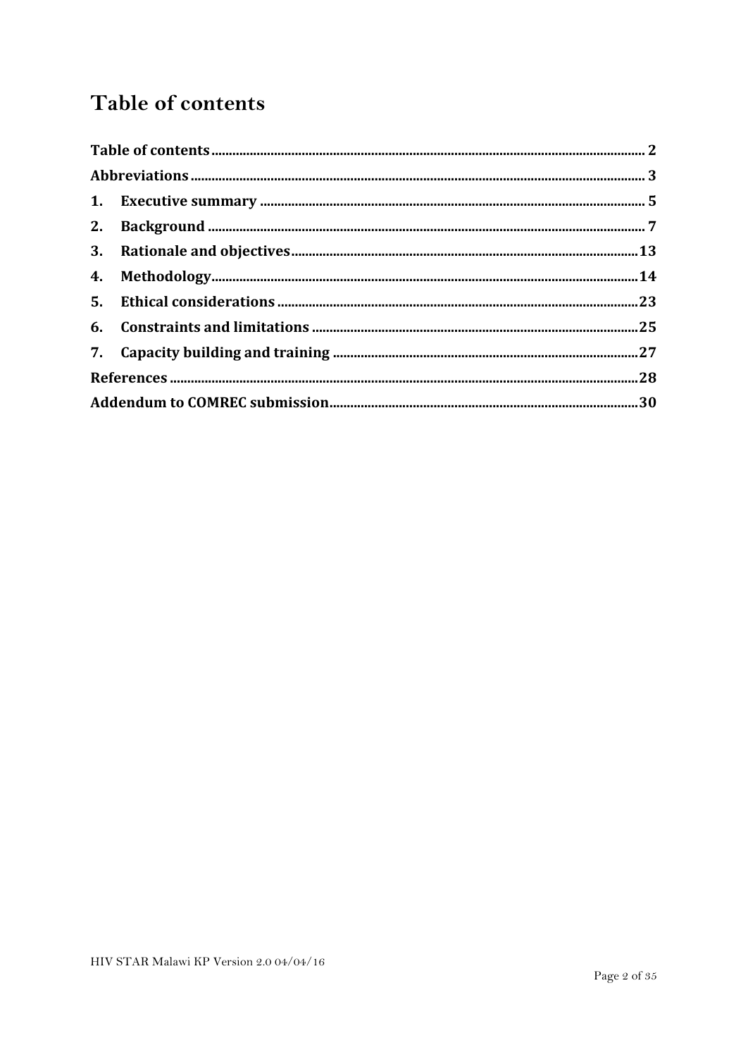# Table of contents

| | |
|---|---|
| **Table of contents** | **2** |
| **Abbreviations** | **3** |
| **1. Executive summary** | **5** |
| **2. Background** | **7** |
| **3. Rationale and objectives** | **13** |
| **4. Methodology** | **14** |
| **5. Ethical considerations** | **23** |
| **6. Constraints and limitations** | **25** |
| **7. Capacity building and training** | **27** |
| **References** | **28** |
| **Addendum to COMREC submission** | **30** |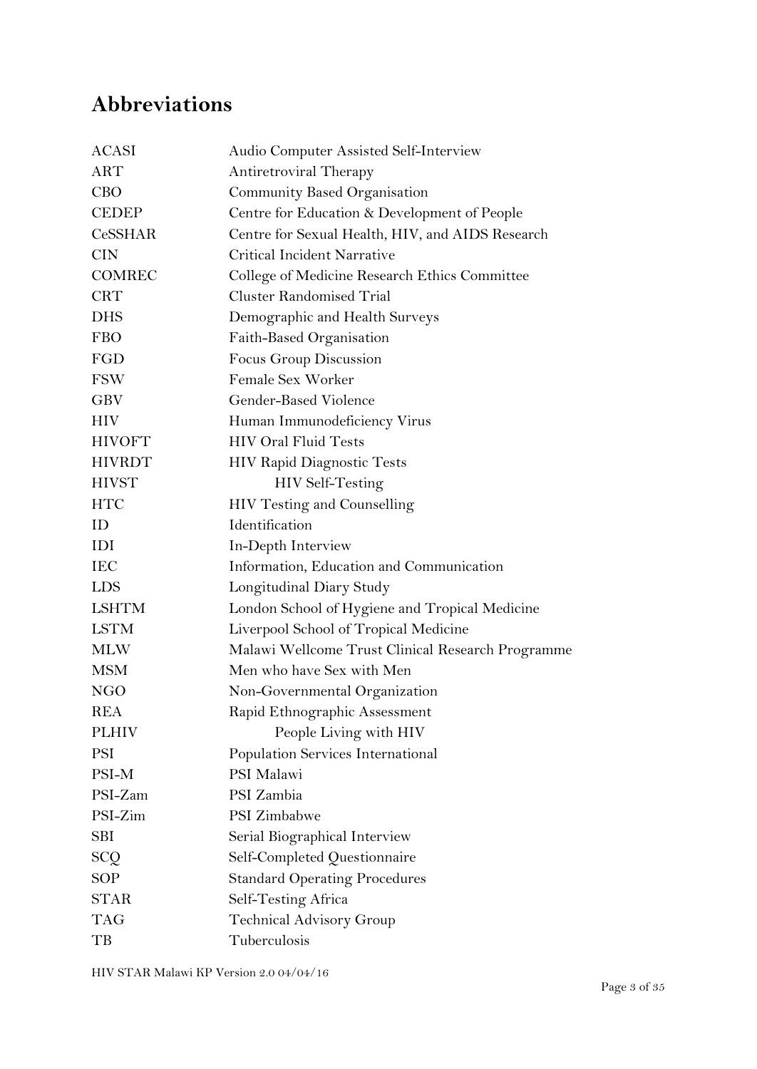## Abbreviations

| | |
|---|---|
| ACASI | Audio Computer Assisted Self-Interview |
| ART | Antiretroviral Therapy |
| CBO | Community Based Organisation |
| CEDEP | Centre for Education & Development of People |
| CeSSHAR | Centre for Sexual Health, HIV, and AIDS Research |
| CIN | Critical Incident Narrative |
| COMREC | College of Medicine Research Ethics Committee |
| CRT | Cluster Randomised Trial |
| DHS | Demographic and Health Surveys |
| FBO | Faith-Based Organisation |
| FGD | Focus Group Discussion |
| FSW | Female Sex Worker |
| GBV | Gender-Based Violence |
| HIV | Human Immunodeficiency Virus |
| HIVOFT | HIV Oral Fluid Tests |
| HIVRDT | HIV Rapid Diagnostic Tests |
| HIVST | HIV Self-Testing |
| HTC | HIV Testing and Counselling |
| ID | Identification |
| IDI | In-Depth Interview |
| IEC | Information, Education and Communication |
| LDS | Longitudinal Diary Study |
| LSHTM | London School of Hygiene and Tropical Medicine |
| LSTM | Liverpool School of Tropical Medicine |
| MLW | Malawi Wellcome Trust Clinical Research Programme |
| MSM | Men who have Sex with Men |
| NGO | Non-Governmental Organization |
| REA | Rapid Ethnographic Assessment |
| PLHIV | People Living with HIV |
| PSI | Population Services International |
| PSI-M | PSI Malawi |
| PSI-Zam | PSI Zambia |
| PSI-Zim | PSI Zimbabwe |
| SBI | Serial Biographical Interview |
| SCQ | Self-Completed Questionnaire |
| SOP | Standard Operating Procedures |
| STAR | Self-Testing Africa |
| TAG | Technical Advisory Group |
| TB | Tuberculosis |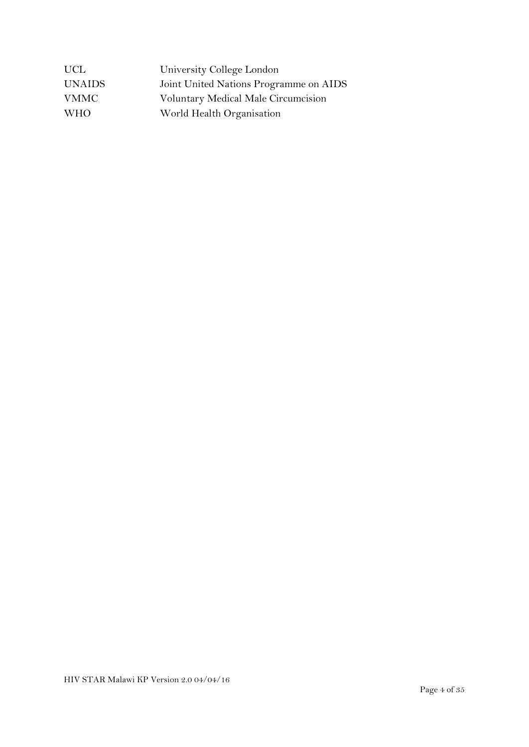| | |
|---|---|
| UCL | University College London |
| UNAIDS | Joint United Nations Programme on AIDS |
| VMMC | Voluntary Medical Male Circumcision |
| WHO | World Health Organisation |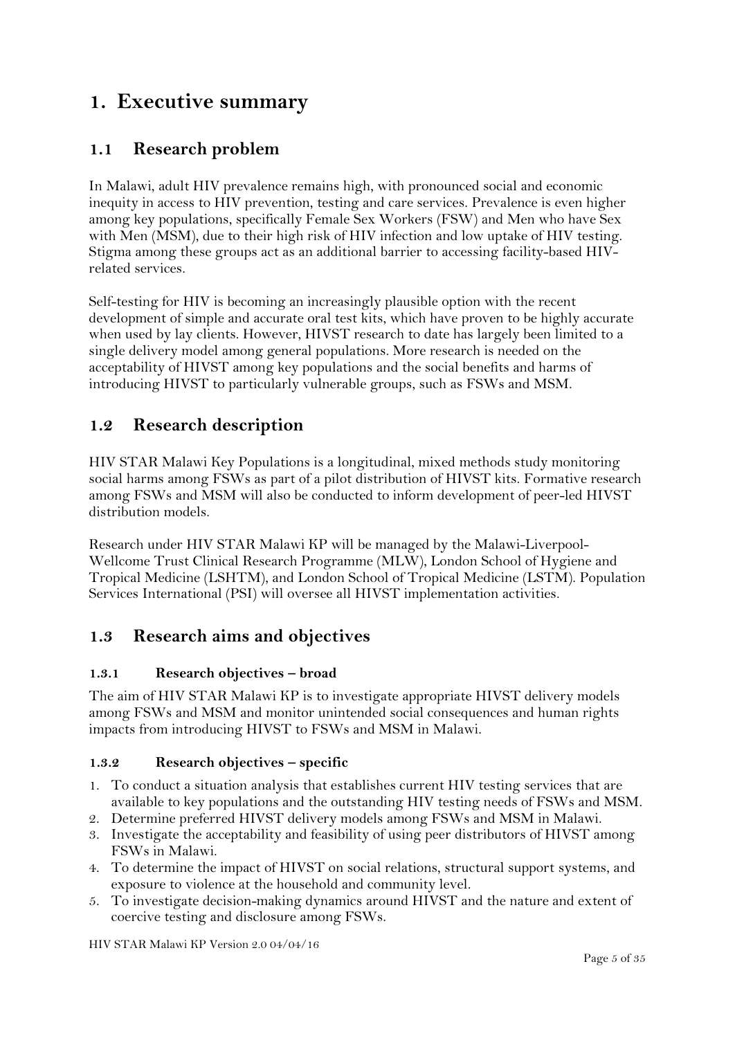# 1. Executive summary

## 1.1 Research problem

In Malawi, adult HIV prevalence remains high, with pronounced social and economic inequity in access to HIV prevention, testing and care services. Prevalence is even higher among key populations, specifically Female Sex Workers (FSW) and Men who have Sex with Men (MSM), due to their high risk of HIV infection and low uptake of HIV testing. Stigma among these groups act as an additional barrier to accessing facility-based HIV-related services.

Self-testing for HIV is becoming an increasingly plausible option with the recent development of simple and accurate oral test kits, which have proven to be highly accurate when used by lay clients. However, HIVST research to date has largely been limited to a single delivery model among general populations. More research is needed on the acceptability of HIVST among key populations and the social benefits and harms of introducing HIVST to particularly vulnerable groups, such as FSWs and MSM.

## 1.2 Research description

HIV STAR Malawi Key Populations is a longitudinal, mixed methods study monitoring social harms among FSWs as part of a pilot distribution of HIVST kits. Formative research among FSWs and MSM will also be conducted to inform development of peer-led HIVST distribution models.

Research under HIV STAR Malawi KP will be managed by the Malawi-Liverpool-Wellcome Trust Clinical Research Programme (MLW), London School of Hygiene and Tropical Medicine (LSHTM), and London School of Tropical Medicine (LSTM). Population Services International (PSI) will oversee all HIVST implementation activities.

## 1.3 Research aims and objectives

### 1.3.1 Research objectives – broad

The aim of HIV STAR Malawi KP is to investigate appropriate HIVST delivery models among FSWs and MSM and monitor unintended social consequences and human rights impacts from introducing HIVST to FSWs and MSM in Malawi.

### 1.3.2 Research objectives – specific

1. To conduct a situation analysis that establishes current HIV testing services that are available to key populations and the outstanding HIV testing needs of FSWs and MSM.
2. Determine preferred HIVST delivery models among FSWs and MSM in Malawi.
3. Investigate the acceptability and feasibility of using peer distributors of HIVST among FSWs in Malawi.
4. To determine the impact of HIVST on social relations, structural support systems, and exposure to violence at the household and community level.
5. To investigate decision-making dynamics around HIVST and the nature and extent of coercive testing and disclosure among FSWs.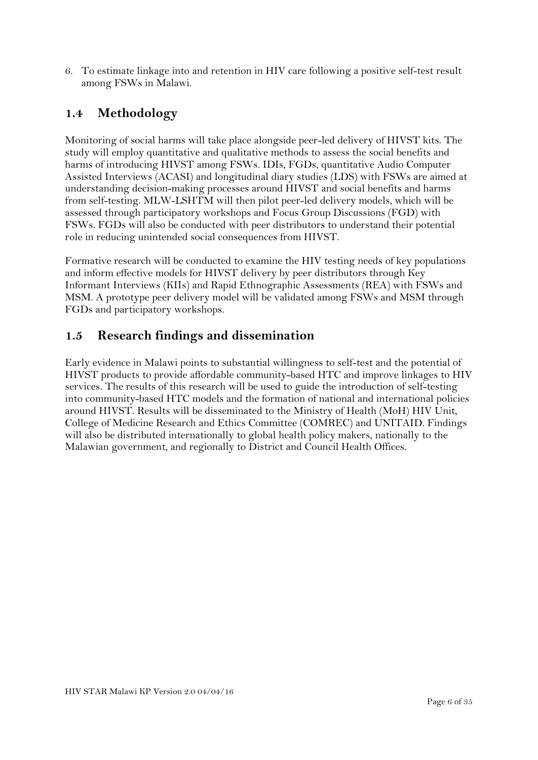6. To estimate linkage into and retention in HIV care following a positive self-test result among FSWs in Malawi.

## 1.4 Methodology

Monitoring of social harms will take place alongside peer-led delivery of HIVST kits. The study will employ quantitative and qualitative methods to assess the social benefits and harms of introducing HIVST among FSWs. IDIs, FGDs, quantitative Audio Computer Assisted Interviews (ACASI) and longitudinal diary studies (LDS) with FSWs are aimed at understanding decision-making processes around HIVST and social benefits and harms from self-testing. MLW-LSHTM will then pilot peer-led delivery models, which will be assessed through participatory workshops and Focus Group Discussions (FGD) with FSWs. FGDs will also be conducted with peer distributors to understand their potential role in reducing unintended social consequences from HIVST.

Formative research will be conducted to examine the HIV testing needs of key populations and inform effective models for HIVST delivery by peer distributors through Key Informant Interviews (KIIs) and Rapid Ethnographic Assessments (REA) with FSWs and MSM. A prototype peer delivery model will be validated among FSWs and MSM through FGDs and participatory workshops.

## 1.5 Research findings and dissemination

Early evidence in Malawi points to substantial willingness to self-test and the potential of HIVST products to provide affordable community-based HTC and improve linkages to HIV services. The results of this research will be used to guide the introduction of self-testing into community-based HTC models and the formation of national and international policies around HIVST. Results will be disseminated to the Ministry of Health (MoH) HIV Unit, College of Medicine Research and Ethics Committee (COMREC) and UNITAID. Findings will also be distributed internationally to global health policy makers, nationally to the Malawian government, and regionally to District and Council Health Offices.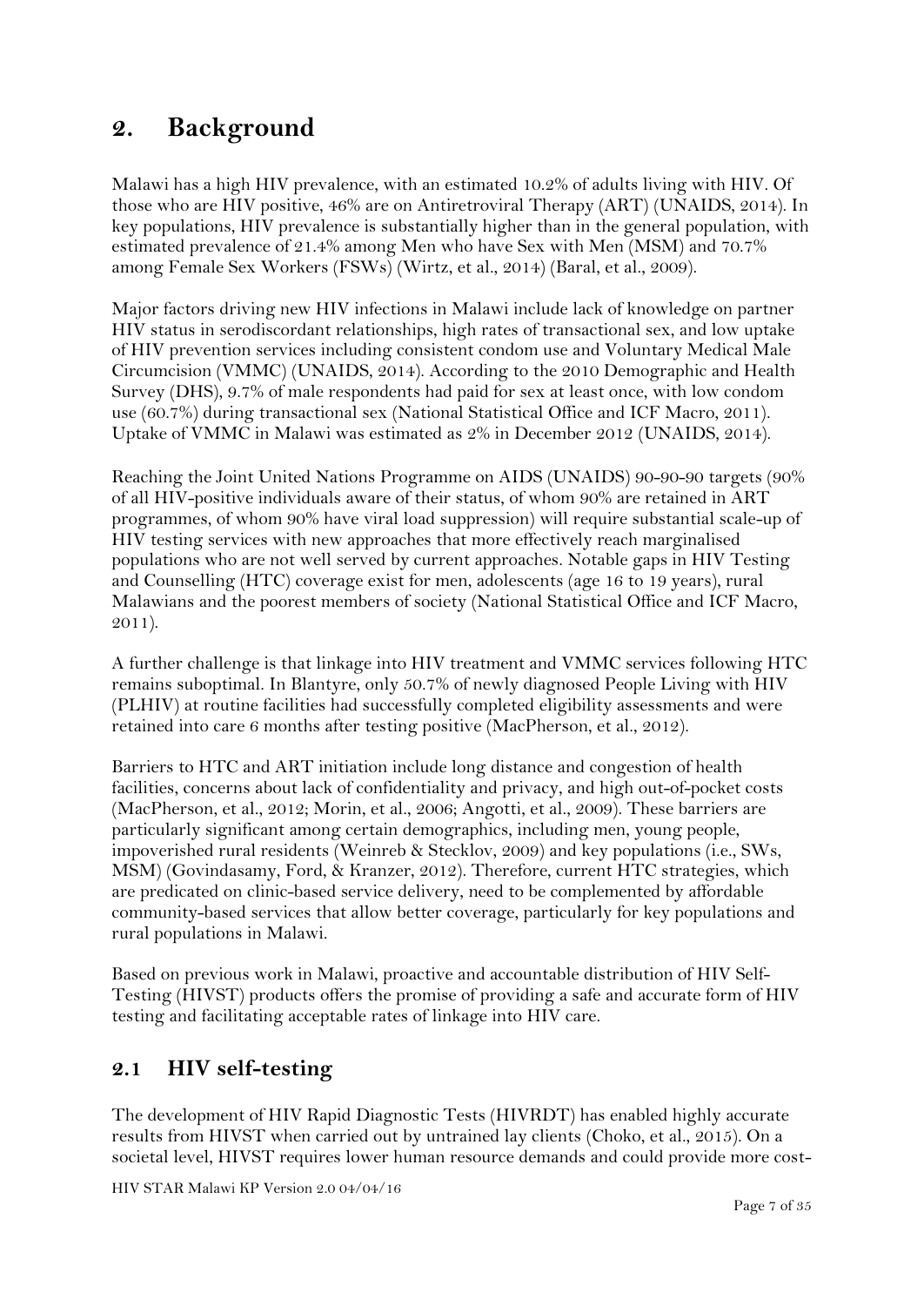# 2. Background

Malawi has a high HIV prevalence, with an estimated 10.2% of adults living with HIV. Of those who are HIV positive, 46% are on Antiretroviral Therapy (ART) (UNAIDS, 2014). In key populations, HIV prevalence is substantially higher than in the general population, with estimated prevalence of 21.4% among Men who have Sex with Men (MSM) and 70.7% among Female Sex Workers (FSWs) (Wirtz, et al., 2014) (Baral, et al., 2009).

Major factors driving new HIV infections in Malawi include lack of knowledge on partner HIV status in serodiscordant relationships, high rates of transactional sex, and low uptake of HIV prevention services including consistent condom use and Voluntary Medical Male Circumcision (VMMC) (UNAIDS, 2014). According to the 2010 Demographic and Health Survey (DHS), 9.7% of male respondents had paid for sex at least once, with low condom use (60.7%) during transactional sex (National Statistical Office and ICF Macro, 2011). Uptake of VMMC in Malawi was estimated as 2% in December 2012 (UNAIDS, 2014).

Reaching the Joint United Nations Programme on AIDS (UNAIDS) 90-90-90 targets (90% of all HIV-positive individuals aware of their status, of whom 90% are retained in ART programmes, of whom 90% have viral load suppression) will require substantial scale-up of HIV testing services with new approaches that more effectively reach marginalised populations who are not well served by current approaches. Notable gaps in HIV Testing and Counselling (HTC) coverage exist for men, adolescents (age 16 to 19 years), rural Malawians and the poorest members of society (National Statistical Office and ICF Macro, 2011).

A further challenge is that linkage into HIV treatment and VMMC services following HTC remains suboptimal. In Blantyre, only 50.7% of newly diagnosed People Living with HIV (PLHIV) at routine facilities had successfully completed eligibility assessments and were retained into care 6 months after testing positive (MacPherson, et al., 2012).

Barriers to HTC and ART initiation include long distance and congestion of health facilities, concerns about lack of confidentiality and privacy, and high out-of-pocket costs (MacPherson, et al., 2012; Morin, et al., 2006; Angotti, et al., 2009). These barriers are particularly significant among certain demographics, including men, young people, impoverished rural residents (Weinreb & Stecklov, 2009) and key populations (i.e., SWs, MSM) (Govindasamy, Ford, & Kranzer, 2012). Therefore, current HTC strategies, which are predicated on clinic-based service delivery, need to be complemented by affordable community-based services that allow better coverage, particularly for key populations and rural populations in Malawi.

Based on previous work in Malawi, proactive and accountable distribution of HIV Self-Testing (HIVST) products offers the promise of providing a safe and accurate form of HIV testing and facilitating acceptable rates of linkage into HIV care.

## 2.1 HIV self-testing

The development of HIV Rapid Diagnostic Tests (HIVRDT) has enabled highly accurate results from HIVST when carried out by untrained lay clients (Choko, et al., 2015). On a societal level, HIVST requires lower human resource demands and could provide more cost-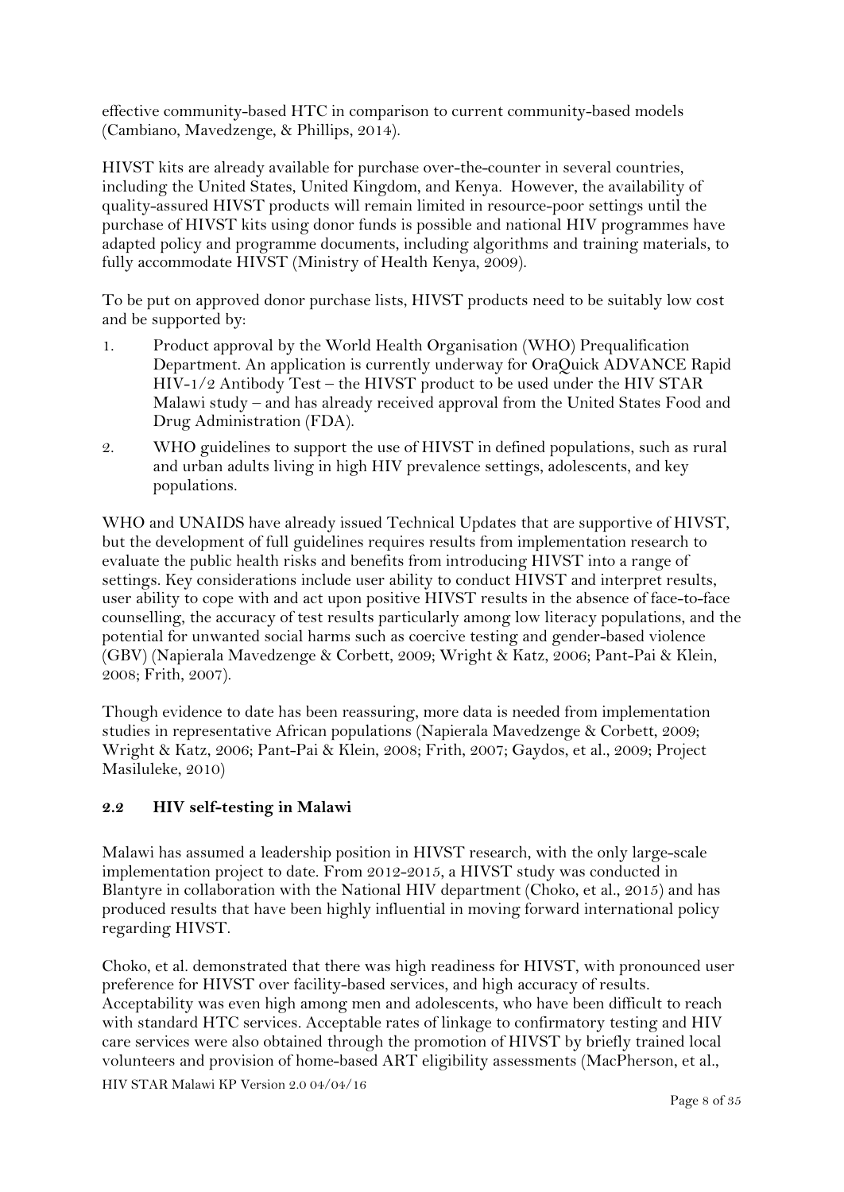effective community-based HTC in comparison to current community-based models (Cambiano, Mavedzenge, & Phillips, 2014).

HIVST kits are already available for purchase over-the-counter in several countries, including the United States, United Kingdom, and Kenya. However, the availability of quality-assured HIVST products will remain limited in resource-poor settings until the purchase of HIVST kits using donor funds is possible and national HIV programmes have adapted policy and programme documents, including algorithms and training materials, to fully accommodate HIVST (Ministry of Health Kenya, 2009).

To be put on approved donor purchase lists, HIVST products need to be suitably low cost and be supported by:

1. Product approval by the World Health Organisation (WHO) Prequalification Department. An application is currently underway for OraQuick ADVANCE Rapid HIV-1/2 Antibody Test – the HIVST product to be used under the HIV STAR Malawi study – and has already received approval from the United States Food and Drug Administration (FDA).
2. WHO guidelines to support the use of HIVST in defined populations, such as rural and urban adults living in high HIV prevalence settings, adolescents, and key populations.

WHO and UNAIDS have already issued Technical Updates that are supportive of HIVST, but the development of full guidelines requires results from implementation research to evaluate the public health risks and benefits from introducing HIVST into a range of settings. Key considerations include user ability to conduct HIVST and interpret results, user ability to cope with and act upon positive HIVST results in the absence of face-to-face counselling, the accuracy of test results particularly among low literacy populations, and the potential for unwanted social harms such as coercive testing and gender-based violence (GBV) (Napierala Mavedzenge & Corbett, 2009; Wright & Katz, 2006; Pant-Pai & Klein, 2008; Frith, 2007).

Though evidence to date has been reassuring, more data is needed from implementation studies in representative African populations (Napierala Mavedzenge & Corbett, 2009; Wright & Katz, 2006; Pant-Pai & Klein, 2008; Frith, 2007; Gaydos, et al., 2009; Project Masiluleke, 2010)

## 2.2 HIV self-testing in Malawi

Malawi has assumed a leadership position in HIVST research, with the only large-scale implementation project to date. From 2012-2015, a HIVST study was conducted in Blantyre in collaboration with the National HIV department (Choko, et al., 2015) and has produced results that have been highly influential in moving forward international policy regarding HIVST.

Choko, et al. demonstrated that there was high readiness for HIVST, with pronounced user preference for HIVST over facility-based services, and high accuracy of results. Acceptability was even high among men and adolescents, who have been difficult to reach with standard HTC services. Acceptable rates of linkage to confirmatory testing and HIV care services were also obtained through the promotion of HIVST by briefly trained local volunteers and provision of home-based ART eligibility assessments (MacPherson, et al.,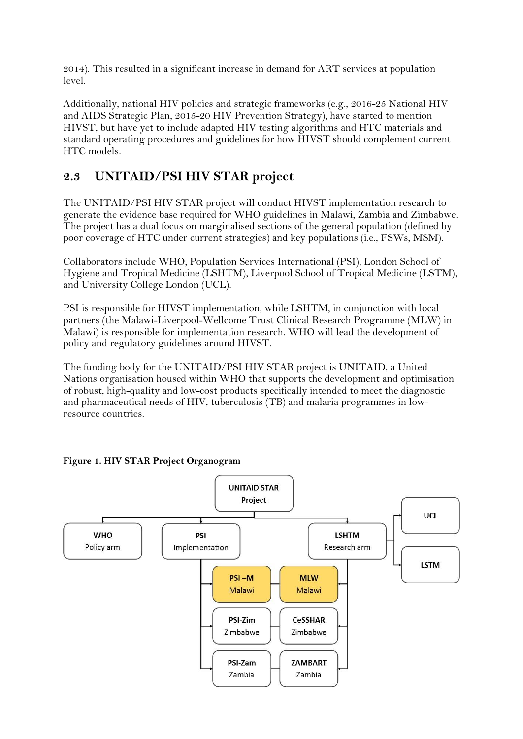2014). This resulted in a significant increase in demand for ART services at population level.

Additionally, national HIV policies and strategic frameworks (e.g., 2016-25 National HIV and AIDS Strategic Plan, 2015-20 HIV Prevention Strategy), have started to mention HIVST, but have yet to include adapted HIV testing algorithms and HTC materials and standard operating procedures and guidelines for how HIVST should complement current HTC models.

## 2.3 UNITAID/PSI HIV STAR project

The UNITAID/PSI HIV STAR project will conduct HIVST implementation research to generate the evidence base required for WHO guidelines in Malawi, Zambia and Zimbabwe. The project has a dual focus on marginalised sections of the general population (defined by poor coverage of HTC under current strategies) and key populations (i.e., FSWs, MSM).

Collaborators include WHO, Population Services International (PSI), London School of Hygiene and Tropical Medicine (LSHTM), Liverpool School of Tropical Medicine (LSTM), and University College London (UCL).

PSI is responsible for HIVST implementation, while LSHTM, in conjunction with local partners (the Malawi-Liverpool-Wellcome Trust Clinical Research Programme (MLW) in Malawi) is responsible for implementation research. WHO will lead the development of policy and regulatory guidelines around HIVST.

The funding body for the UNITAID/PSI HIV STAR project is UNITAID, a United Nations organisation housed within WHO that supports the development and optimisation of robust, high-quality and low-cost products specifically intended to meet the diagnostic and pharmaceutical needs of HIV, tuberculosis (TB) and malaria programmes in low-resource countries.

**Figure 1. HIV STAR Project Organogram**

- UNITAID STAR Project
  - WHO – Policy arm
  - PSI – Implementation
    - PSI –M – Malawi
    - PSI-Zim – Zimbabwe
    - PSI-Zam – Zambia
  - LSHTM – Research arm
    - UCL
    - LSTM
    - MLW – Malawi
    - CeSSHAR – Zimbabwe
    - ZAMBART – Zambia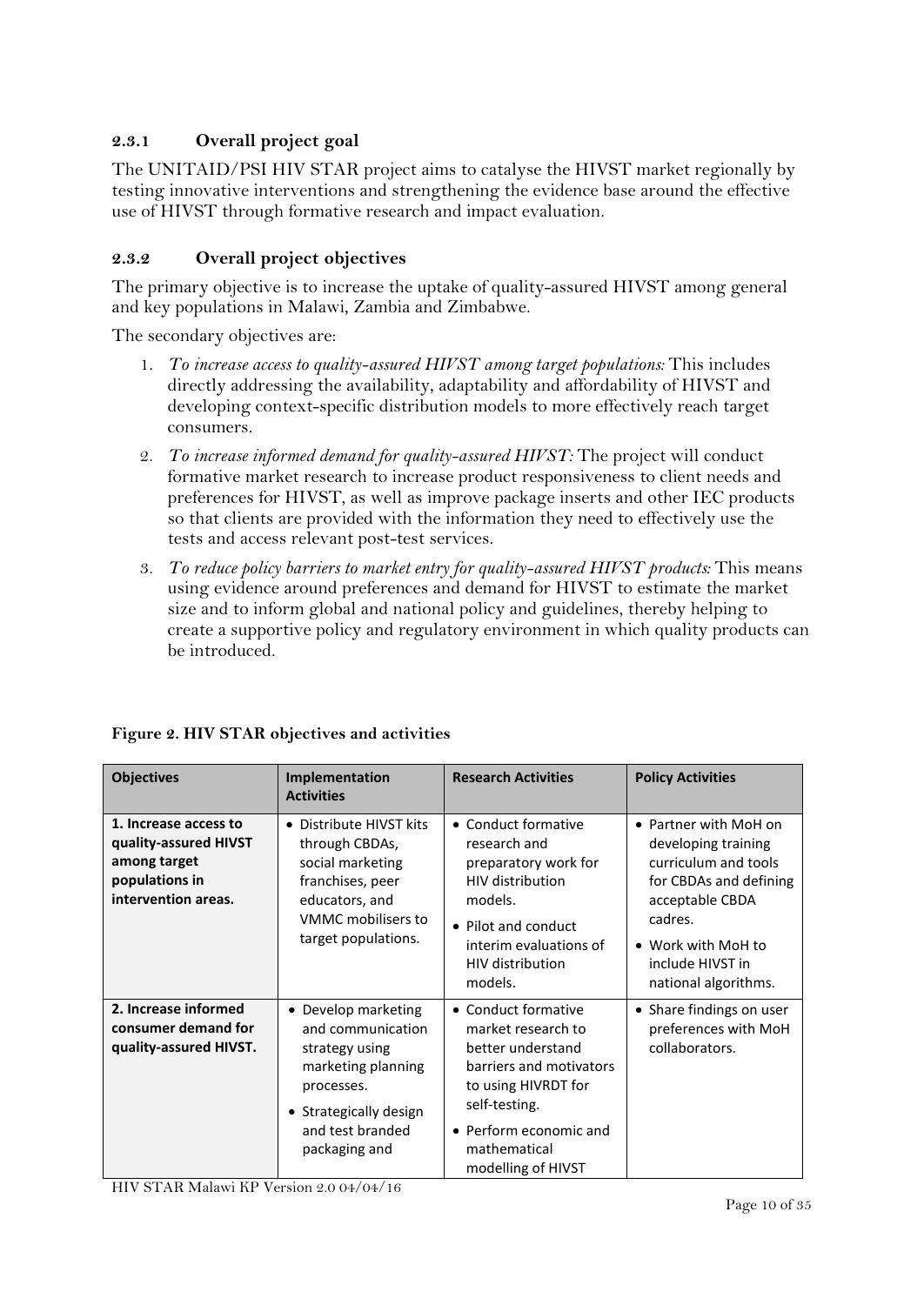### 2.3.1 Overall project goal

The UNITAID/PSI HIV STAR project aims to catalyse the HIVST market regionally by testing innovative interventions and strengthening the evidence base around the effective use of HIVST through formative research and impact evaluation.

### 2.3.2 Overall project objectives

The primary objective is to increase the uptake of quality-assured HIVST among general and key populations in Malawi, Zambia and Zimbabwe.

The secondary objectives are:

1. *To increase access to quality-assured HIVST among target populations:* This includes directly addressing the availability, adaptability and affordability of HIVST and developing context-specific distribution models to more effectively reach target consumers.
2. *To increase informed demand for quality-assured HIVST:* The project will conduct formative market research to increase product responsiveness to client needs and preferences for HIVST, as well as improve package inserts and other IEC products so that clients are provided with the information they need to effectively use the tests and access relevant post-test services.
3. *To reduce policy barriers to market entry for quality-assured HIVST products:* This means using evidence around preferences and demand for HIVST to estimate the market size and to inform global and national policy and guidelines, thereby helping to create a supportive policy and regulatory environment in which quality products can be introduced.

**Figure 2. HIV STAR objectives and activities**

| Objectives | Implementation Activities | Research Activities | Policy Activities |
|---|---|---|---|
| **1. Increase access to quality-assured HIVST among target populations in intervention areas.** | • Distribute HIVST kits through CBDAs, social marketing franchises, peer educators, and VMMC mobilisers to target populations. | • Conduct formative research and preparatory work for HIV distribution models.<br>• Pilot and conduct interim evaluations of HIV distribution models. | • Partner with MoH on developing training curriculum and tools for CBDAs and defining acceptable CBDA cadres.<br>• Work with MoH to include HIVST in national algorithms. |
| **2. Increase informed consumer demand for quality-assured HIVST.** | • Develop marketing and communication strategy using marketing planning processes.<br>• Strategically design and test branded packaging and | • Conduct formative market research to better understand barriers and motivators to using HIVRDT for self-testing.<br>• Perform economic and mathematical modelling of HIVST | • Share findings on user preferences with MoH collaborators. |

HIV STAR Malawi KP Version 2.0 04/04/16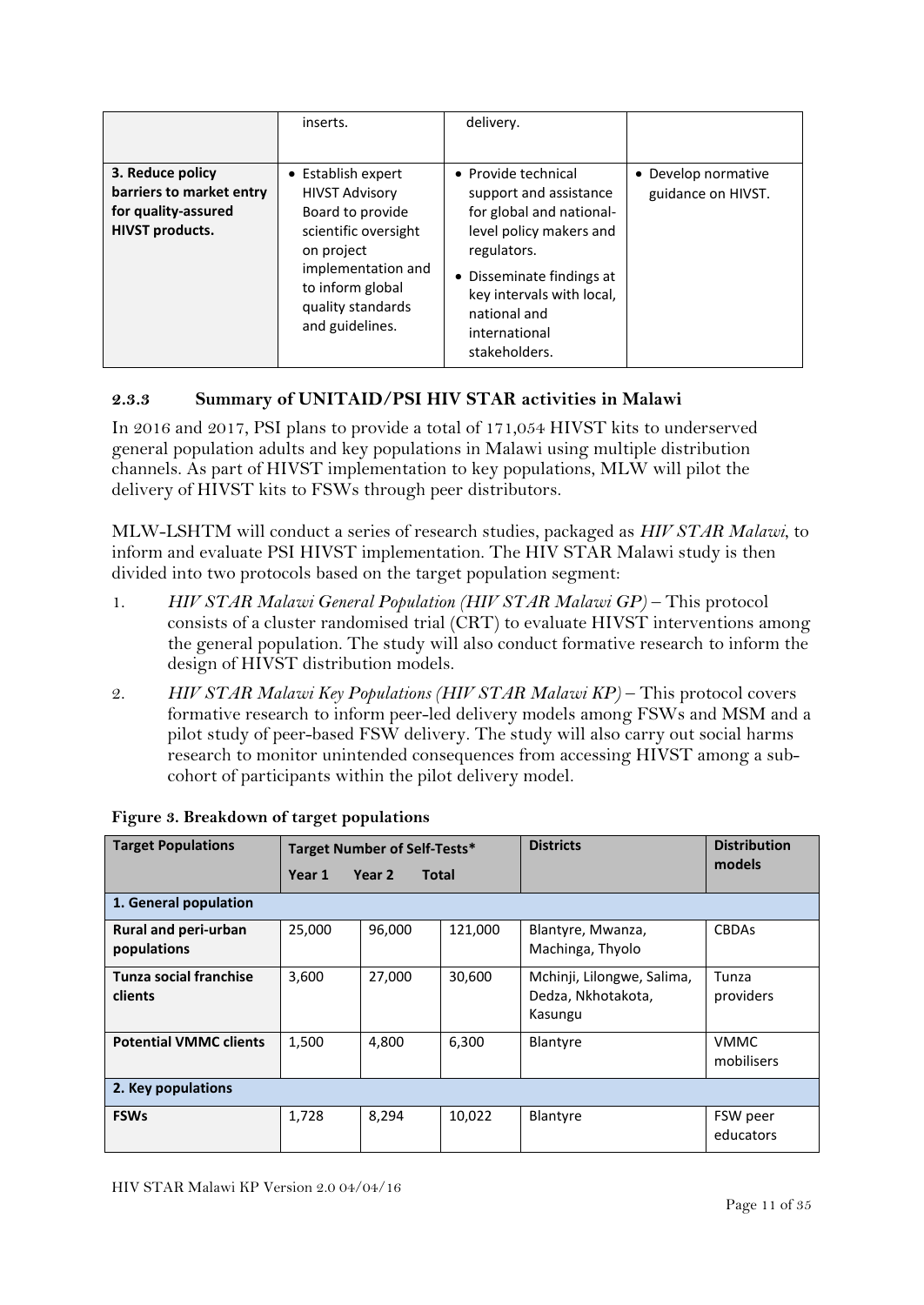| | inserts. | delivery. | |
|---|---|---|---|
| **3. Reduce policy barriers to market entry for quality-assured HIVST products.** | • Establish expert HIVST Advisory Board to provide scientific oversight on project implementation and to inform global quality standards and guidelines. | • Provide technical support and assistance for global and national-level policy makers and regulators.<br>• Disseminate findings at key intervals with local, national and international stakeholders. | • Develop normative guidance on HIVST. |

### 2.3.3 Summary of UNITAID/PSI HIV STAR activities in Malawi

In 2016 and 2017, PSI plans to provide a total of 171,054 HIVST kits to underserved general population adults and key populations in Malawi using multiple distribution channels. As part of HIVST implementation to key populations, MLW will pilot the delivery of HIVST kits to FSWs through peer distributors.

MLW-LSHTM will conduct a series of research studies, packaged as *HIV STAR Malawi*, to inform and evaluate PSI HIVST implementation. The HIV STAR Malawi study is then divided into two protocols based on the target population segment:

1. *HIV STAR Malawi General Population (HIV STAR Malawi GP)* – This protocol consists of a cluster randomised trial (CRT) to evaluate HIVST interventions among the general population. The study will also conduct formative research to inform the design of HIVST distribution models.
2. *HIV STAR Malawi Key Populations (HIV STAR Malawi KP)* – This protocol covers formative research to inform peer-led delivery models among FSWs and MSM and a pilot study of peer-based FSW delivery. The study will also carry out social harms research to monitor unintended consequences from accessing HIVST among a sub-cohort of participants within the pilot delivery model.

**Figure 3. Breakdown of target populations**

| Target Populations | Target Number of Self-Tests* | | | Districts | Distribution models |
|---|---|---|---|---|---|
| | Year 1 | Year 2 | Total | | |
| **1. General population** | | | | | |
| **Rural and peri-urban populations** | 25,000 | 96,000 | 121,000 | Blantyre, Mwanza, Machinga, Thyolo | CBDAs |
| **Tunza social franchise clients** | 3,600 | 27,000 | 30,600 | Mchinji, Lilongwe, Salima, Dedza, Nkhotakota, Kasungu | Tunza providers |
| **Potential VMMC clients** | 1,500 | 4,800 | 6,300 | Blantyre | VMMC mobilisers |
| **2. Key populations** | | | | | |
| **FSWs** | 1,728 | 8,294 | 10,022 | Blantyre | FSW peer educators |

HIV STAR Malawi KP Version 2.0 04/04/16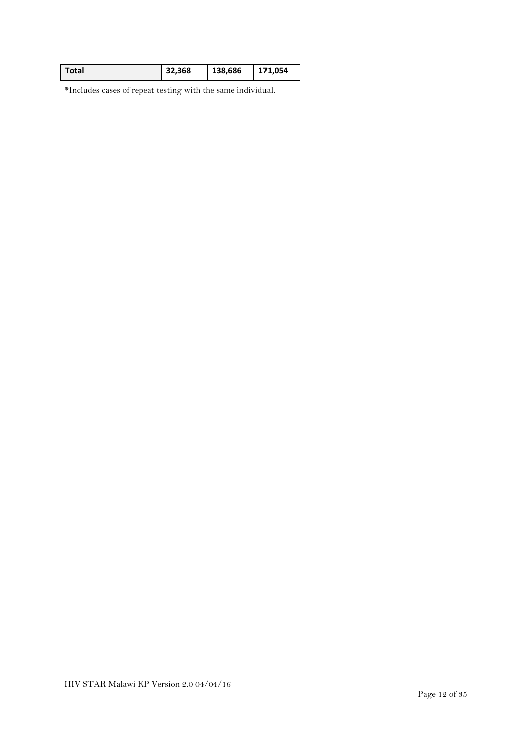| Total | 32,368 | 138,686 | 171,054 |
| --- | --- | --- | --- |

*Includes cases of repeat testing with the same individual.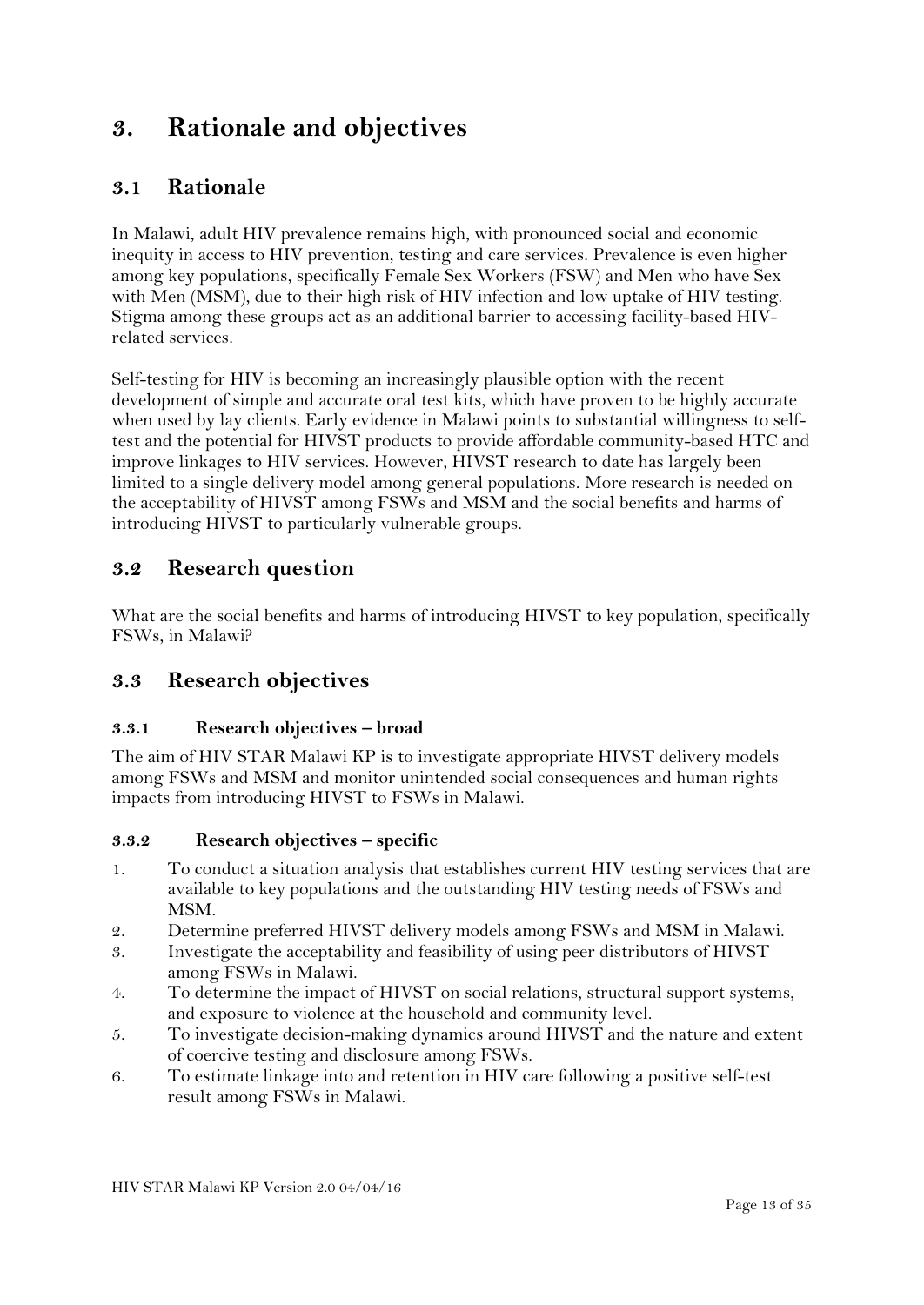# 3. Rationale and objectives

## 3.1 Rationale

In Malawi, adult HIV prevalence remains high, with pronounced social and economic inequity in access to HIV prevention, testing and care services. Prevalence is even higher among key populations, specifically Female Sex Workers (FSW) and Men who have Sex with Men (MSM), due to their high risk of HIV infection and low uptake of HIV testing. Stigma among these groups act as an additional barrier to accessing facility-based HIV-related services.

Self-testing for HIV is becoming an increasingly plausible option with the recent development of simple and accurate oral test kits, which have proven to be highly accurate when used by lay clients. Early evidence in Malawi points to substantial willingness to self-test and the potential for HIVST products to provide affordable community-based HTC and improve linkages to HIV services. However, HIVST research to date has largely been limited to a single delivery model among general populations. More research is needed on the acceptability of HIVST among FSWs and MSM and the social benefits and harms of introducing HIVST to particularly vulnerable groups.

## 3.2 Research question

What are the social benefits and harms of introducing HIVST to key population, specifically FSWs, in Malawi?

## 3.3 Research objectives

### 3.3.1 Research objectives – broad

The aim of HIV STAR Malawi KP is to investigate appropriate HIVST delivery models among FSWs and MSM and monitor unintended social consequences and human rights impacts from introducing HIVST to FSWs in Malawi.

### 3.3.2 Research objectives – specific

1. To conduct a situation analysis that establishes current HIV testing services that are available to key populations and the outstanding HIV testing needs of FSWs and MSM.
2. Determine preferred HIVST delivery models among FSWs and MSM in Malawi.
3. Investigate the acceptability and feasibility of using peer distributors of HIVST among FSWs in Malawi.
4. To determine the impact of HIVST on social relations, structural support systems, and exposure to violence at the household and community level.
5. To investigate decision-making dynamics around HIVST and the nature and extent of coercive testing and disclosure among FSWs.
6. To estimate linkage into and retention in HIV care following a positive self-test result among FSWs in Malawi.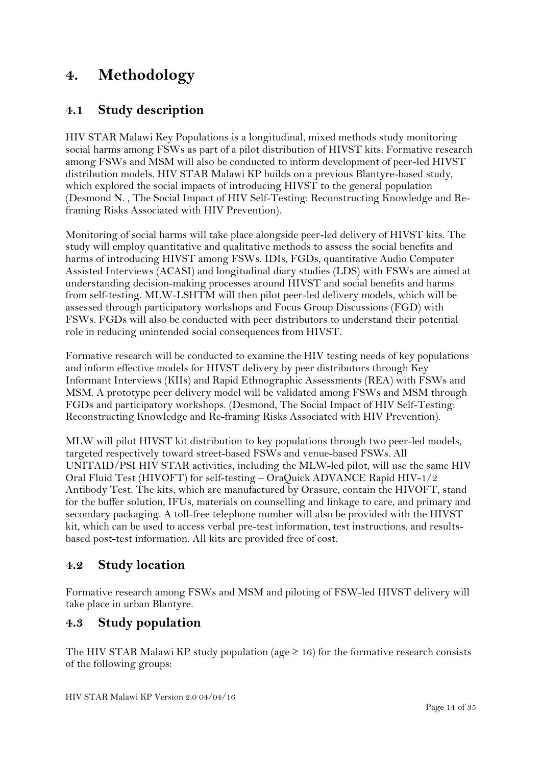# 4. Methodology

## 4.1 Study description

HIV STAR Malawi Key Populations is a longitudinal, mixed methods study monitoring social harms among FSWs as part of a pilot distribution of HIVST kits. Formative research among FSWs and MSM will also be conducted to inform development of peer-led HIVST distribution models. HIV STAR Malawi KP builds on a previous Blantyre-based study, which explored the social impacts of introducing HIVST to the general population (Desmond N. , The Social Impact of HIV Self-Testing: Reconstructing Knowledge and Re-framing Risks Associated with HIV Prevention).

Monitoring of social harms will take place alongside peer-led delivery of HIVST kits. The study will employ quantitative and qualitative methods to assess the social benefits and harms of introducing HIVST among FSWs. IDIs, FGDs, quantitative Audio Computer Assisted Interviews (ACASI) and longitudinal diary studies (LDS) with FSWs are aimed at understanding decision-making processes around HIVST and social benefits and harms from self-testing. MLW-LSHTM will then pilot peer-led delivery models, which will be assessed through participatory workshops and Focus Group Discussions (FGD) with FSWs. FGDs will also be conducted with peer distributors to understand their potential role in reducing unintended social consequences from HIVST.

Formative research will be conducted to examine the HIV testing needs of key populations and inform effective models for HIVST delivery by peer distributors through Key Informant Interviews (KIIs) and Rapid Ethnographic Assessments (REA) with FSWs and MSM. A prototype peer delivery model will be validated among FSWs and MSM through FGDs and participatory workshops. (Desmond, The Social Impact of HIV Self-Testing: Reconstructing Knowledge and Re-framing Risks Associated with HIV Prevention).

MLW will pilot HIVST kit distribution to key populations through two peer-led models, targeted respectively toward street-based FSWs and venue-based FSWs. All UNITAID/PSI HIV STAR activities, including the MLW-led pilot, will use the same HIV Oral Fluid Test (HIVOFT) for self-testing – OraQuick ADVANCE Rapid HIV-1/2 Antibody Test. The kits, which are manufactured by Orasure, contain the HIVOFT, stand for the buffer solution, IFUs, materials on counselling and linkage to care, and primary and secondary packaging. A toll-free telephone number will also be provided with the HIVST kit, which can be used to access verbal pre-test information, test instructions, and results-based post-test information. All kits are provided free of cost.

## 4.2 Study location

Formative research among FSWs and MSM and piloting of FSW-led HIVST delivery will take place in urban Blantyre.

## 4.3 Study population

The HIV STAR Malawi KP study population (age $\geq 16$) for the formative research consists of the following groups: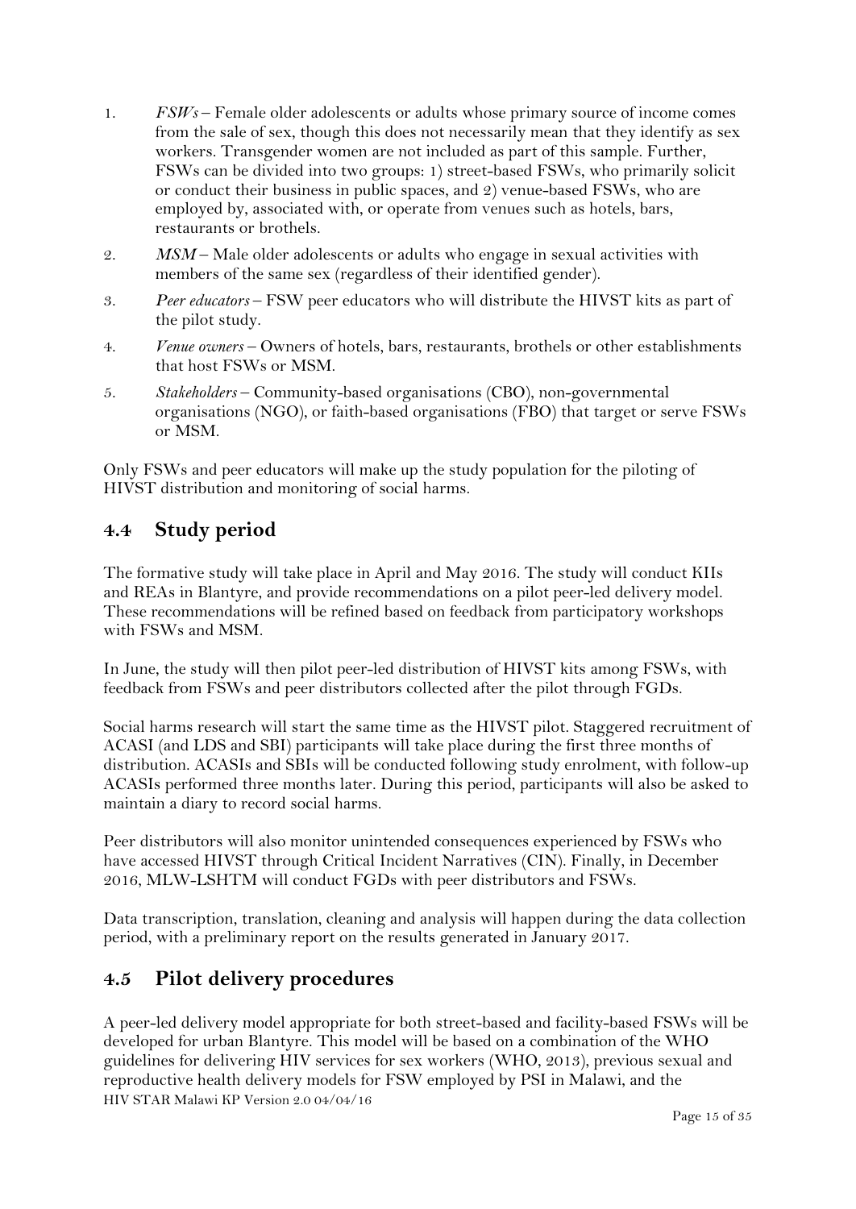1. *FSWs* – Female older adolescents or adults whose primary source of income comes from the sale of sex, though this does not necessarily mean that they identify as sex workers. Transgender women are not included as part of this sample. Further, FSWs can be divided into two groups: 1) street-based FSWs, who primarily solicit or conduct their business in public spaces, and 2) venue-based FSWs, who are employed by, associated with, or operate from venues such as hotels, bars, restaurants or brothels.
2. *MSM* – Male older adolescents or adults who engage in sexual activities with members of the same sex (regardless of their identified gender).
3. *Peer educators* – FSW peer educators who will distribute the HIVST kits as part of the pilot study.
4. *Venue owners* – Owners of hotels, bars, restaurants, brothels or other establishments that host FSWs or MSM.
5. *Stakeholders* – Community-based organisations (CBO), non-governmental organisations (NGO), or faith-based organisations (FBO) that target or serve FSWs or MSM.

Only FSWs and peer educators will make up the study population for the piloting of HIVST distribution and monitoring of social harms.

## 4.4 Study period

The formative study will take place in April and May 2016. The study will conduct KIIs and REAs in Blantyre, and provide recommendations on a pilot peer-led delivery model. These recommendations will be refined based on feedback from participatory workshops with FSWs and MSM.

In June, the study will then pilot peer-led distribution of HIVST kits among FSWs, with feedback from FSWs and peer distributors collected after the pilot through FGDs.

Social harms research will start the same time as the HIVST pilot. Staggered recruitment of ACASI (and LDS and SBI) participants will take place during the first three months of distribution. ACASIs and SBIs will be conducted following study enrolment, with follow-up ACASIs performed three months later. During this period, participants will also be asked to maintain a diary to record social harms.

Peer distributors will also monitor unintended consequences experienced by FSWs who have accessed HIVST through Critical Incident Narratives (CIN). Finally, in December 2016, MLW-LSHTM will conduct FGDs with peer distributors and FSWs.

Data transcription, translation, cleaning and analysis will happen during the data collection period, with a preliminary report on the results generated in January 2017.

## 4.5 Pilot delivery procedures

A peer-led delivery model appropriate for both street-based and facility-based FSWs will be developed for urban Blantyre. This model will be based on a combination of the WHO guidelines for delivering HIV services for sex workers (WHO, 2013), previous sexual and reproductive health delivery models for FSW employed by PSI in Malawi, and the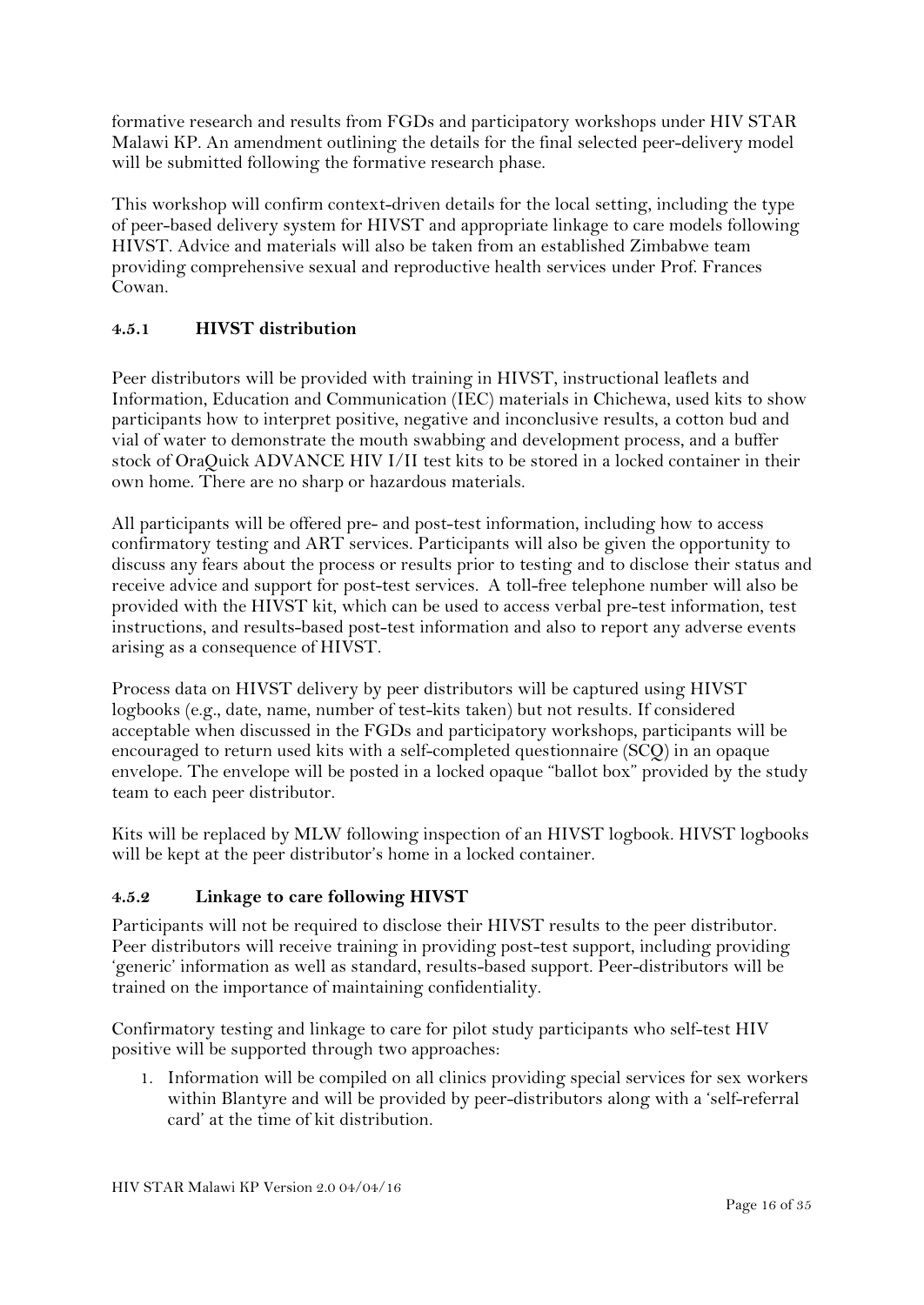formative research and results from FGDs and participatory workshops under HIV STAR Malawi KP. An amendment outlining the details for the final selected peer-delivery model will be submitted following the formative research phase.

This workshop will confirm context-driven details for the local setting, including the type of peer-based delivery system for HIVST and appropriate linkage to care models following HIVST. Advice and materials will also be taken from an established Zimbabwe team providing comprehensive sexual and reproductive health services under Prof. Frances Cowan.

### 4.5.1 HIVST distribution

Peer distributors will be provided with training in HIVST, instructional leaflets and Information, Education and Communication (IEC) materials in Chichewa, used kits to show participants how to interpret positive, negative and inconclusive results, a cotton bud and vial of water to demonstrate the mouth swabbing and development process, and a buffer stock of OraQuick ADVANCE HIV I/II test kits to be stored in a locked container in their own home. There are no sharp or hazardous materials.

All participants will be offered pre- and post-test information, including how to access confirmatory testing and ART services. Participants will also be given the opportunity to discuss any fears about the process or results prior to testing and to disclose their status and receive advice and support for post-test services. A toll-free telephone number will also be provided with the HIVST kit, which can be used to access verbal pre-test information, test instructions, and results-based post-test information and also to report any adverse events arising as a consequence of HIVST.

Process data on HIVST delivery by peer distributors will be captured using HIVST logbooks (e.g., date, name, number of test-kits taken) but not results. If considered acceptable when discussed in the FGDs and participatory workshops, participants will be encouraged to return used kits with a self-completed questionnaire (SCQ) in an opaque envelope. The envelope will be posted in a locked opaque "ballot box" provided by the study team to each peer distributor.

Kits will be replaced by MLW following inspection of an HIVST logbook. HIVST logbooks will be kept at the peer distributor's home in a locked container.

### 4.5.2 Linkage to care following HIVST

Participants will not be required to disclose their HIVST results to the peer distributor. Peer distributors will receive training in providing post-test support, including providing 'generic' information as well as standard, results-based support. Peer-distributors will be trained on the importance of maintaining confidentiality.

Confirmatory testing and linkage to care for pilot study participants who self-test HIV positive will be supported through two approaches:

1. Information will be compiled on all clinics providing special services for sex workers within Blantyre and will be provided by peer-distributors along with a 'self-referral card' at the time of kit distribution.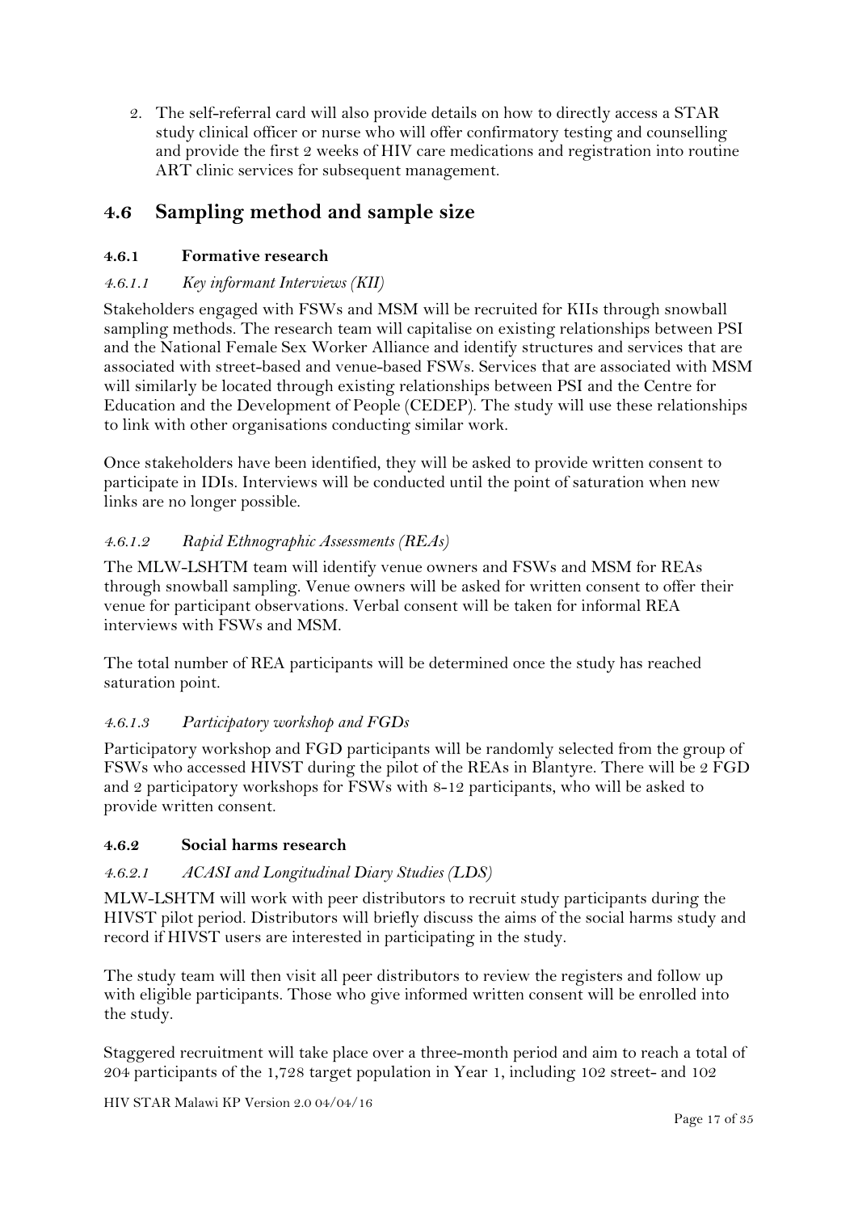2. The self-referral card will also provide details on how to directly access a STAR study clinical officer or nurse who will offer confirmatory testing and counselling and provide the first 2 weeks of HIV care medications and registration into routine ART clinic services for subsequent management.

## 4.6 Sampling method and sample size

### 4.6.1 Formative research

#### *4.6.1.1 Key informant Interviews (KII)*

Stakeholders engaged with FSWs and MSM will be recruited for KIIs through snowball sampling methods. The research team will capitalise on existing relationships between PSI and the National Female Sex Worker Alliance and identify structures and services that are associated with street-based and venue-based FSWs. Services that are associated with MSM will similarly be located through existing relationships between PSI and the Centre for Education and the Development of People (CEDEP). The study will use these relationships to link with other organisations conducting similar work.

Once stakeholders have been identified, they will be asked to provide written consent to participate in IDIs. Interviews will be conducted until the point of saturation when new links are no longer possible.

#### *4.6.1.2 Rapid Ethnographic Assessments (REAs)*

The MLW-LSHTM team will identify venue owners and FSWs and MSM for REAs through snowball sampling. Venue owners will be asked for written consent to offer their venue for participant observations. Verbal consent will be taken for informal REA interviews with FSWs and MSM.

The total number of REA participants will be determined once the study has reached saturation point.

#### *4.6.1.3 Participatory workshop and FGDs*

Participatory workshop and FGD participants will be randomly selected from the group of FSWs who accessed HIVST during the pilot of the REAs in Blantyre. There will be 2 FGD and 2 participatory workshops for FSWs with 8-12 participants, who will be asked to provide written consent.

### 4.6.2 Social harms research

#### *4.6.2.1 ACASI and Longitudinal Diary Studies (LDS)*

MLW-LSHTM will work with peer distributors to recruit study participants during the HIVST pilot period. Distributors will briefly discuss the aims of the social harms study and record if HIVST users are interested in participating in the study.

The study team will then visit all peer distributors to review the registers and follow up with eligible participants. Those who give informed written consent will be enrolled into the study.

Staggered recruitment will take place over a three-month period and aim to reach a total of 204 participants of the 1,728 target population in Year 1, including 102 street- and 102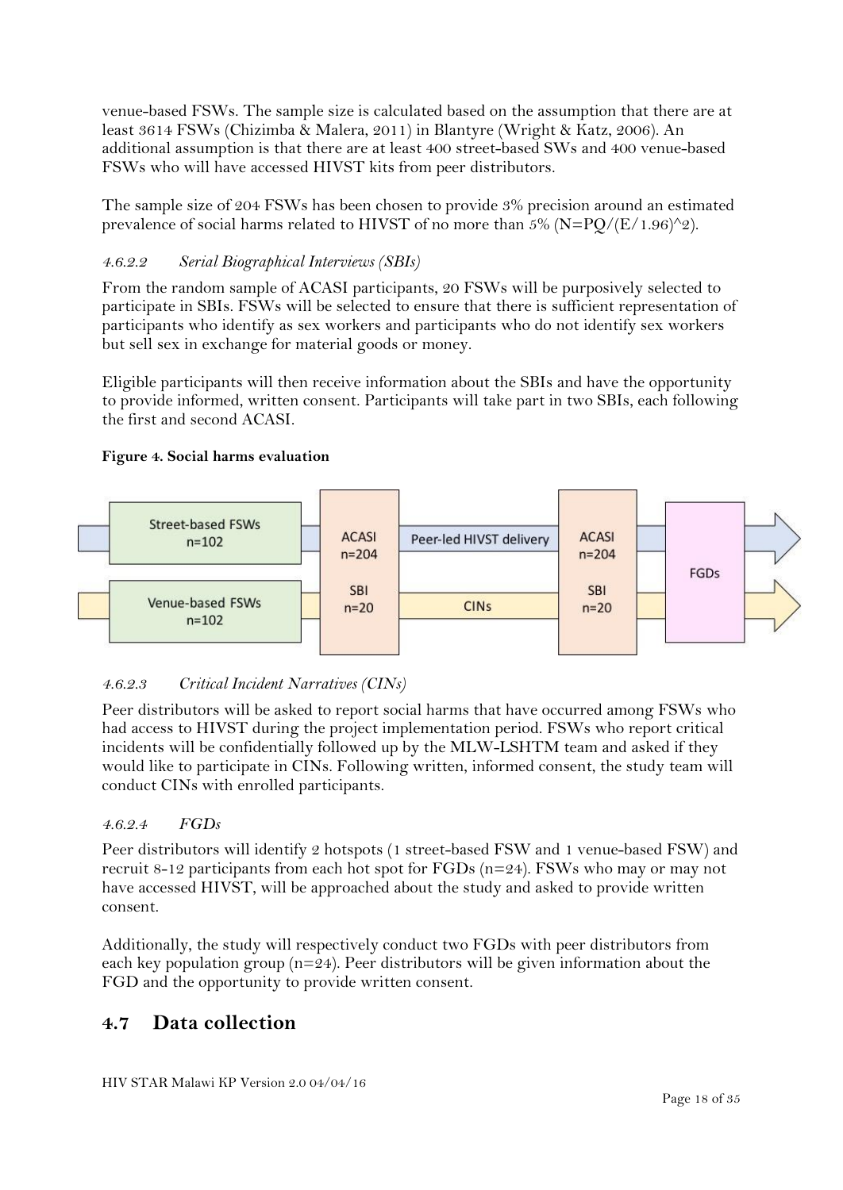venue-based FSWs. The sample size is calculated based on the assumption that there are at least 3614 FSWs (Chizimba & Malera, 2011) in Blantyre (Wright & Katz, 2006). An additional assumption is that there are at least 400 street-based SWs and 400 venue-based FSWs who will have accessed HIVST kits from peer distributors.

The sample size of 204 FSWs has been chosen to provide 3% precision around an estimated prevalence of social harms related to HIVST of no more than 5% ($N=PQ/(E/1.96)^2$).

#### *4.6.2.2 Serial Biographical Interviews (SBIs)*

From the random sample of ACASI participants, 20 FSWs will be purposively selected to participate in SBIs. FSWs will be selected to ensure that there is sufficient representation of participants who identify as sex workers and participants who do not identify sex workers but sell sex in exchange for material goods or money.

Eligible participants will then receive information about the SBIs and have the opportunity to provide informed, written consent. Participants will take part in two SBIs, each following the first and second ACASI.

**Figure 4. Social harms evaluation**

#### *4.6.2.3 Critical Incident Narratives (CINs)*

Peer distributors will be asked to report social harms that have occurred among FSWs who had access to HIVST during the project implementation period. FSWs who report critical incidents will be confidentially followed up by the MLW-LSHTM team and asked if they would like to participate in CINs. Following written, informed consent, the study team will conduct CINs with enrolled participants.

#### *4.6.2.4 FGDs*

Peer distributors will identify 2 hotspots (1 street-based FSW and 1 venue-based FSW) and recruit 8-12 participants from each hot spot for FGDs (n=24). FSWs who may or may not have accessed HIVST, will be approached about the study and asked to provide written consent.

Additionally, the study will respectively conduct two FGDs with peer distributors from each key population group (n=24). Peer distributors will be given information about the FGD and the opportunity to provide written consent.

## 4.7 Data collection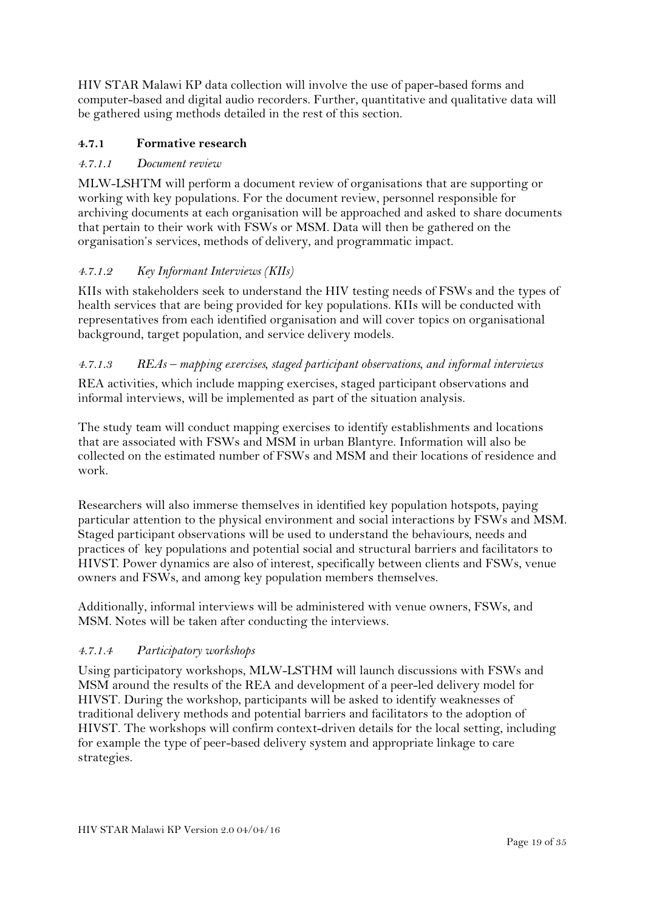HIV STAR Malawi KP data collection will involve the use of paper-based forms and computer-based and digital audio recorders. Further, quantitative and qualitative data will be gathered using methods detailed in the rest of this section.

### 4.7.1 Formative research

#### *4.7.1.1 Document review*

MLW-LSHTM will perform a document review of organisations that are supporting or working with key populations. For the document review, personnel responsible for archiving documents at each organisation will be approached and asked to share documents that pertain to their work with FSWs or MSM. Data will then be gathered on the organisation's services, methods of delivery, and programmatic impact.

#### *4.7.1.2 Key Informant Interviews (KIIs)*

KIIs with stakeholders seek to understand the HIV testing needs of FSWs and the types of health services that are being provided for key populations. KIIs will be conducted with representatives from each identified organisation and will cover topics on organisational background, target population, and service delivery models.

#### *4.7.1.3 REAs – mapping exercises, staged participant observations, and informal interviews*

REA activities, which include mapping exercises, staged participant observations and informal interviews, will be implemented as part of the situation analysis.

The study team will conduct mapping exercises to identify establishments and locations that are associated with FSWs and MSM in urban Blantyre. Information will also be collected on the estimated number of FSWs and MSM and their locations of residence and work.

Researchers will also immerse themselves in identified key population hotspots, paying particular attention to the physical environment and social interactions by FSWs and MSM. Staged participant observations will be used to understand the behaviours, needs and practices of key populations and potential social and structural barriers and facilitators to HIVST. Power dynamics are also of interest, specifically between clients and FSWs, venue owners and FSWs, and among key population members themselves.

Additionally, informal interviews will be administered with venue owners, FSWs, and MSM. Notes will be taken after conducting the interviews.

#### *4.7.1.4 Participatory workshops*

Using participatory workshops, MLW-LSTHM will launch discussions with FSWs and MSM around the results of the REA and development of a peer-led delivery model for HIVST. During the workshop, participants will be asked to identify weaknesses of traditional delivery methods and potential barriers and facilitators to the adoption of HIVST. The workshops will confirm context-driven details for the local setting, including for example the type of peer-based delivery system and appropriate linkage to care strategies.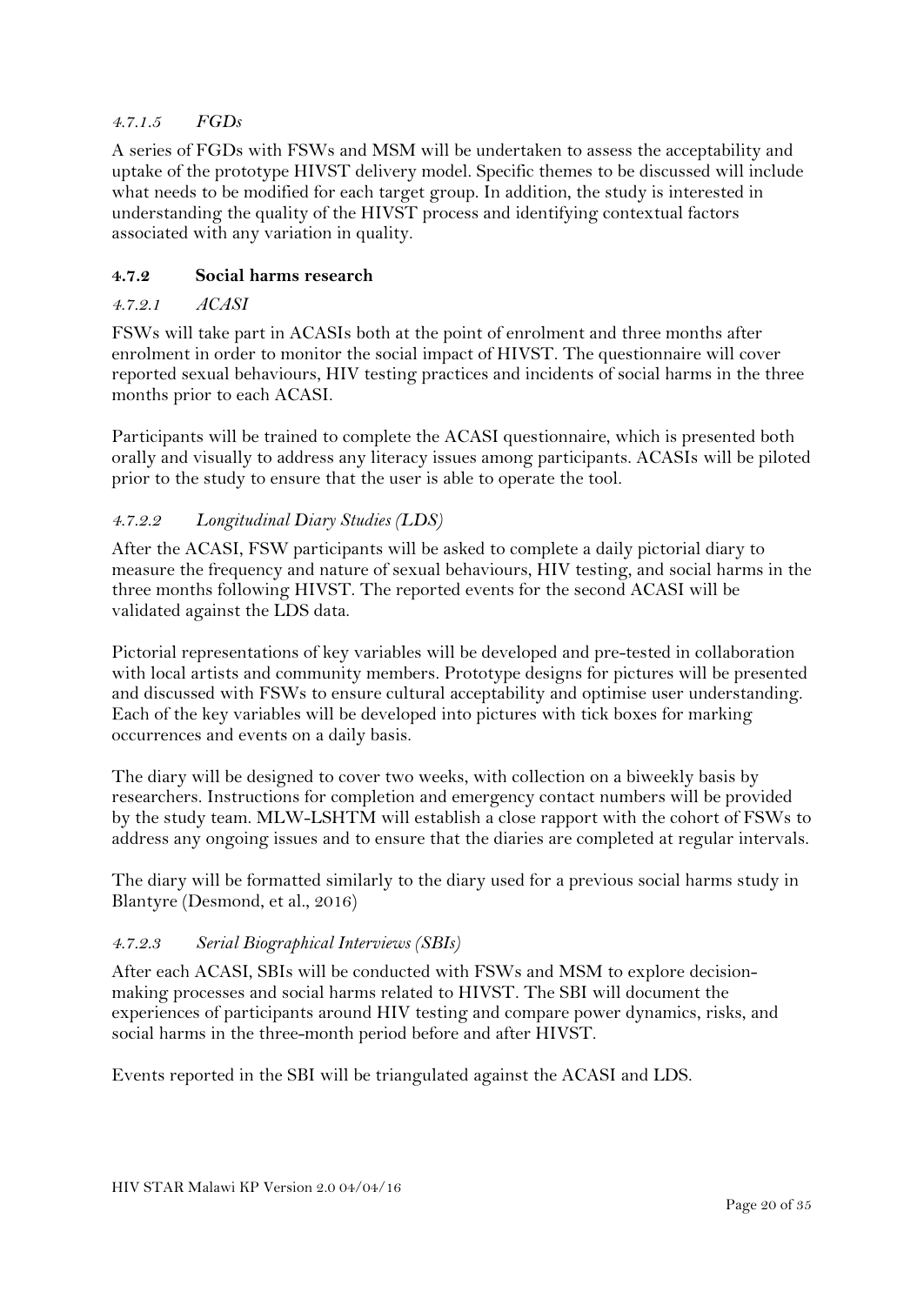#### *4.7.1.5 FGDs*

A series of FGDs with FSWs and MSM will be undertaken to assess the acceptability and uptake of the prototype HIVST delivery model. Specific themes to be discussed will include what needs to be modified for each target group. In addition, the study is interested in understanding the quality of the HIVST process and identifying contextual factors associated with any variation in quality.

### 4.7.2 Social harms research

#### *4.7.2.1 ACASI*

FSWs will take part in ACASIs both at the point of enrolment and three months after enrolment in order to monitor the social impact of HIVST. The questionnaire will cover reported sexual behaviours, HIV testing practices and incidents of social harms in the three months prior to each ACASI.

Participants will be trained to complete the ACASI questionnaire, which is presented both orally and visually to address any literacy issues among participants. ACASIs will be piloted prior to the study to ensure that the user is able to operate the tool.

#### *4.7.2.2 Longitudinal Diary Studies (LDS)*

After the ACASI, FSW participants will be asked to complete a daily pictorial diary to measure the frequency and nature of sexual behaviours, HIV testing, and social harms in the three months following HIVST. The reported events for the second ACASI will be validated against the LDS data.

Pictorial representations of key variables will be developed and pre-tested in collaboration with local artists and community members. Prototype designs for pictures will be presented and discussed with FSWs to ensure cultural acceptability and optimise user understanding. Each of the key variables will be developed into pictures with tick boxes for marking occurrences and events on a daily basis.

The diary will be designed to cover two weeks, with collection on a biweekly basis by researchers. Instructions for completion and emergency contact numbers will be provided by the study team. MLW-LSHTM will establish a close rapport with the cohort of FSWs to address any ongoing issues and to ensure that the diaries are completed at regular intervals.

The diary will be formatted similarly to the diary used for a previous social harms study in Blantyre (Desmond, et al., 2016)

#### *4.7.2.3 Serial Biographical Interviews (SBIs)*

After each ACASI, SBIs will be conducted with FSWs and MSM to explore decision-making processes and social harms related to HIVST. The SBI will document the experiences of participants around HIV testing and compare power dynamics, risks, and social harms in the three-month period before and after HIVST.

Events reported in the SBI will be triangulated against the ACASI and LDS.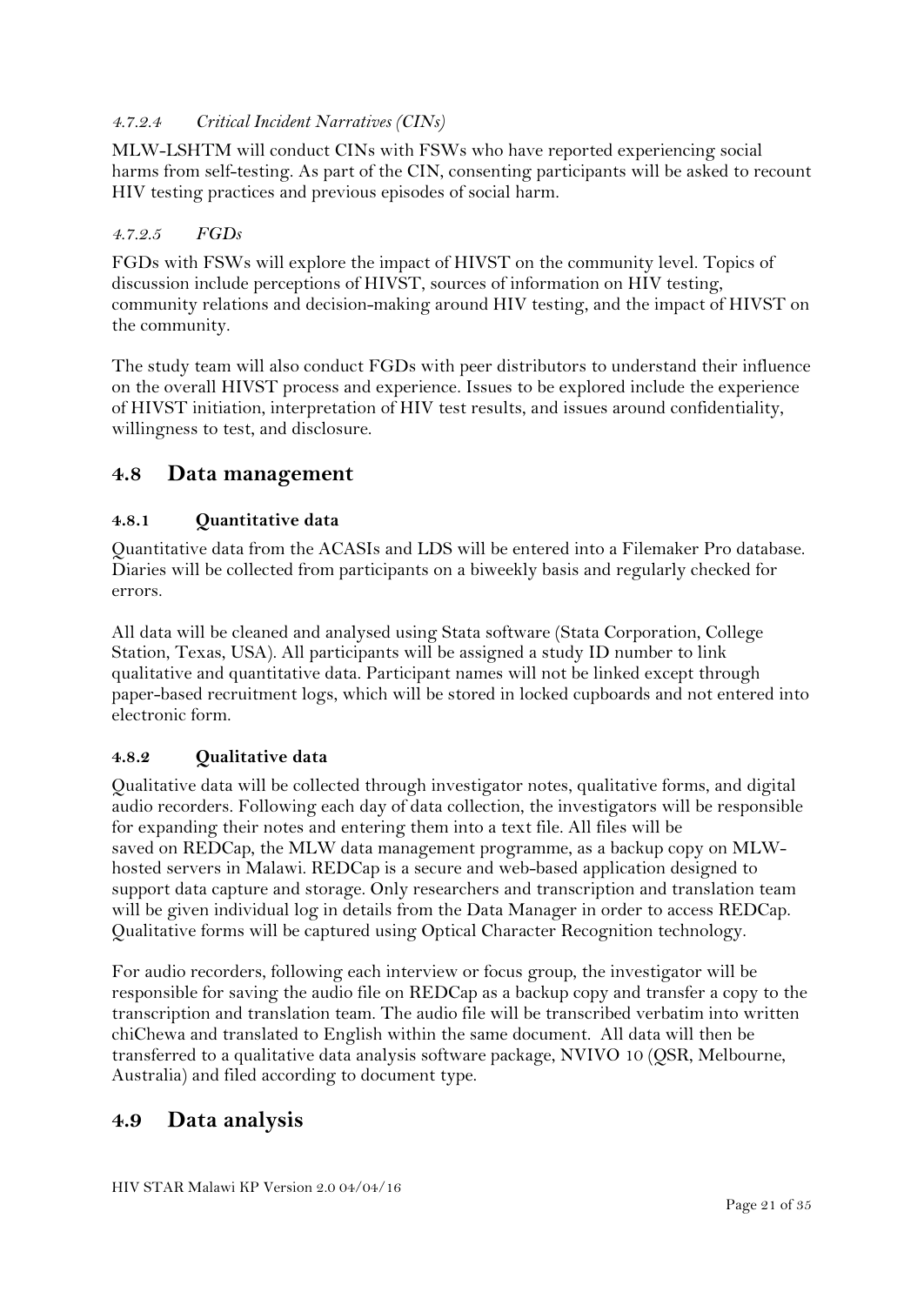#### *4.7.2.4 Critical Incident Narratives (CINs)*

MLW-LSHTM will conduct CINs with FSWs who have reported experiencing social harms from self-testing. As part of the CIN, consenting participants will be asked to recount HIV testing practices and previous episodes of social harm.

#### *4.7.2.5 FGDs*

FGDs with FSWs will explore the impact of HIVST on the community level. Topics of discussion include perceptions of HIVST, sources of information on HIV testing, community relations and decision-making around HIV testing, and the impact of HIVST on the community.

The study team will also conduct FGDs with peer distributors to understand their influence on the overall HIVST process and experience. Issues to be explored include the experience of HIVST initiation, interpretation of HIV test results, and issues around confidentiality, willingness to test, and disclosure.

## 4.8 Data management

### 4.8.1 Quantitative data

Quantitative data from the ACASIs and LDS will be entered into a Filemaker Pro database. Diaries will be collected from participants on a biweekly basis and regularly checked for errors.

All data will be cleaned and analysed using Stata software (Stata Corporation, College Station, Texas, USA). All participants will be assigned a study ID number to link qualitative and quantitative data. Participant names will not be linked except through paper-based recruitment logs, which will be stored in locked cupboards and not entered into electronic form.

### 4.8.2 Qualitative data

Qualitative data will be collected through investigator notes, qualitative forms, and digital audio recorders. Following each day of data collection, the investigators will be responsible for expanding their notes and entering them into a text file. All files will be saved on REDCap, the MLW data management programme, as a backup copy on MLW-hosted servers in Malawi. REDCap is a secure and web-based application designed to support data capture and storage. Only researchers and transcription and translation team will be given individual log in details from the Data Manager in order to access REDCap. Qualitative forms will be captured using Optical Character Recognition technology.

For audio recorders, following each interview or focus group, the investigator will be responsible for saving the audio file on REDCap as a backup copy and transfer a copy to the transcription and translation team. The audio file will be transcribed verbatim into written chiChewa and translated to English within the same document. All data will then be transferred to a qualitative data analysis software package, NVIVO 10 (QSR, Melbourne, Australia) and filed according to document type.

## 4.9 Data analysis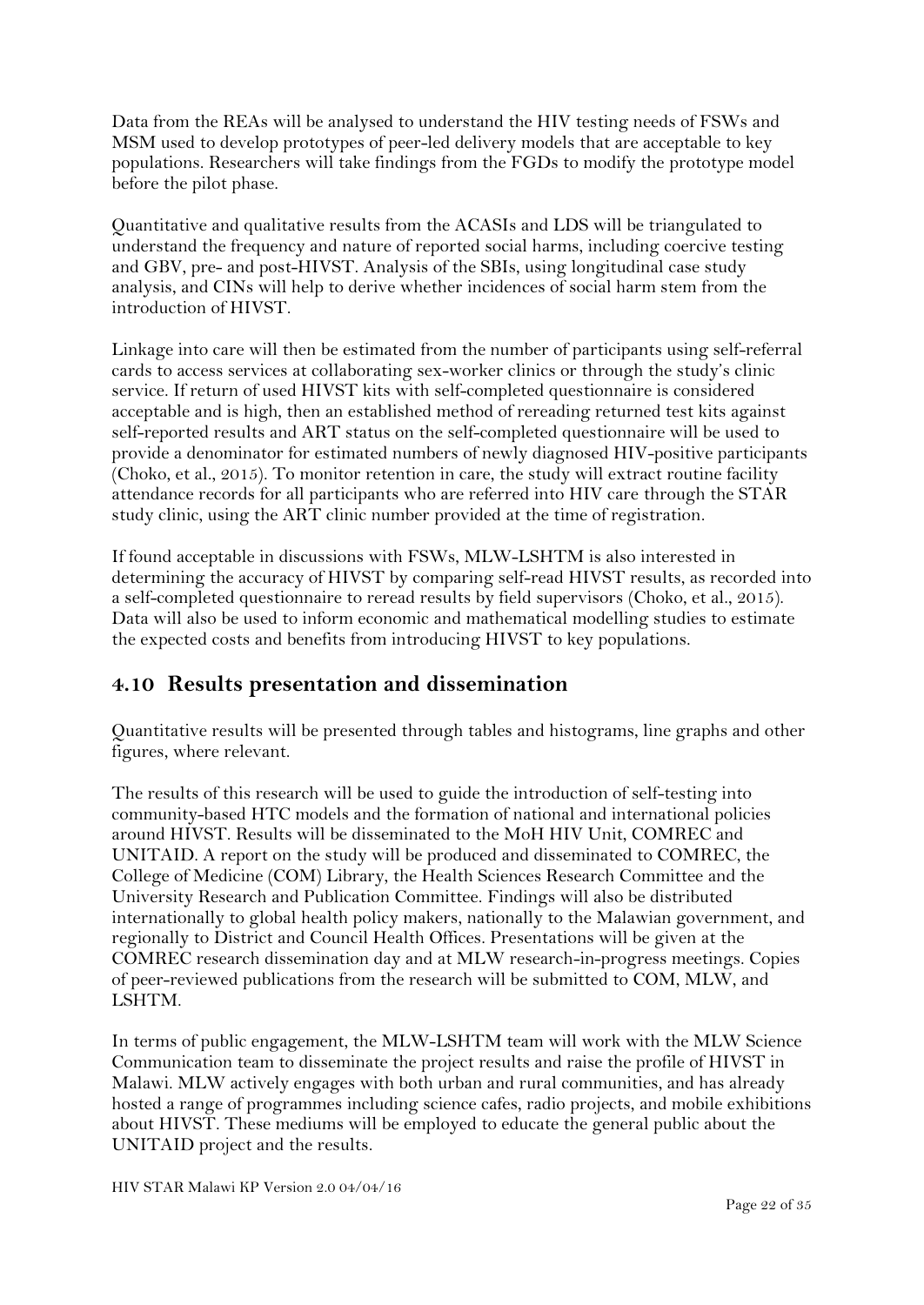Data from the REAs will be analysed to understand the HIV testing needs of FSWs and MSM used to develop prototypes of peer-led delivery models that are acceptable to key populations. Researchers will take findings from the FGDs to modify the prototype model before the pilot phase.

Quantitative and qualitative results from the ACASIs and LDS will be triangulated to understand the frequency and nature of reported social harms, including coercive testing and GBV, pre- and post-HIVST. Analysis of the SBIs, using longitudinal case study analysis, and CINs will help to derive whether incidences of social harm stem from the introduction of HIVST.

Linkage into care will then be estimated from the number of participants using self-referral cards to access services at collaborating sex-worker clinics or through the study's clinic service. If return of used HIVST kits with self-completed questionnaire is considered acceptable and is high, then an established method of rereading returned test kits against self-reported results and ART status on the self-completed questionnaire will be used to provide a denominator for estimated numbers of newly diagnosed HIV-positive participants (Choko, et al., 2015). To monitor retention in care, the study will extract routine facility attendance records for all participants who are referred into HIV care through the STAR study clinic, using the ART clinic number provided at the time of registration.

If found acceptable in discussions with FSWs, MLW-LSHTM is also interested in determining the accuracy of HIVST by comparing self-read HIVST results, as recorded into a self-completed questionnaire to reread results by field supervisors (Choko, et al., 2015). Data will also be used to inform economic and mathematical modelling studies to estimate the expected costs and benefits from introducing HIVST to key populations.

## 4.10 Results presentation and dissemination

Quantitative results will be presented through tables and histograms, line graphs and other figures, where relevant.

The results of this research will be used to guide the introduction of self-testing into community-based HTC models and the formation of national and international policies around HIVST. Results will be disseminated to the MoH HIV Unit, COMREC and UNITAID. A report on the study will be produced and disseminated to COMREC, the College of Medicine (COM) Library, the Health Sciences Research Committee and the University Research and Publication Committee. Findings will also be distributed internationally to global health policy makers, nationally to the Malawian government, and regionally to District and Council Health Offices. Presentations will be given at the COMREC research dissemination day and at MLW research-in-progress meetings. Copies of peer-reviewed publications from the research will be submitted to COM, MLW, and LSHTM.

In terms of public engagement, the MLW-LSHTM team will work with the MLW Science Communication team to disseminate the project results and raise the profile of HIVST in Malawi. MLW actively engages with both urban and rural communities, and has already hosted a range of programmes including science cafes, radio projects, and mobile exhibitions about HIVST. These mediums will be employed to educate the general public about the UNITAID project and the results.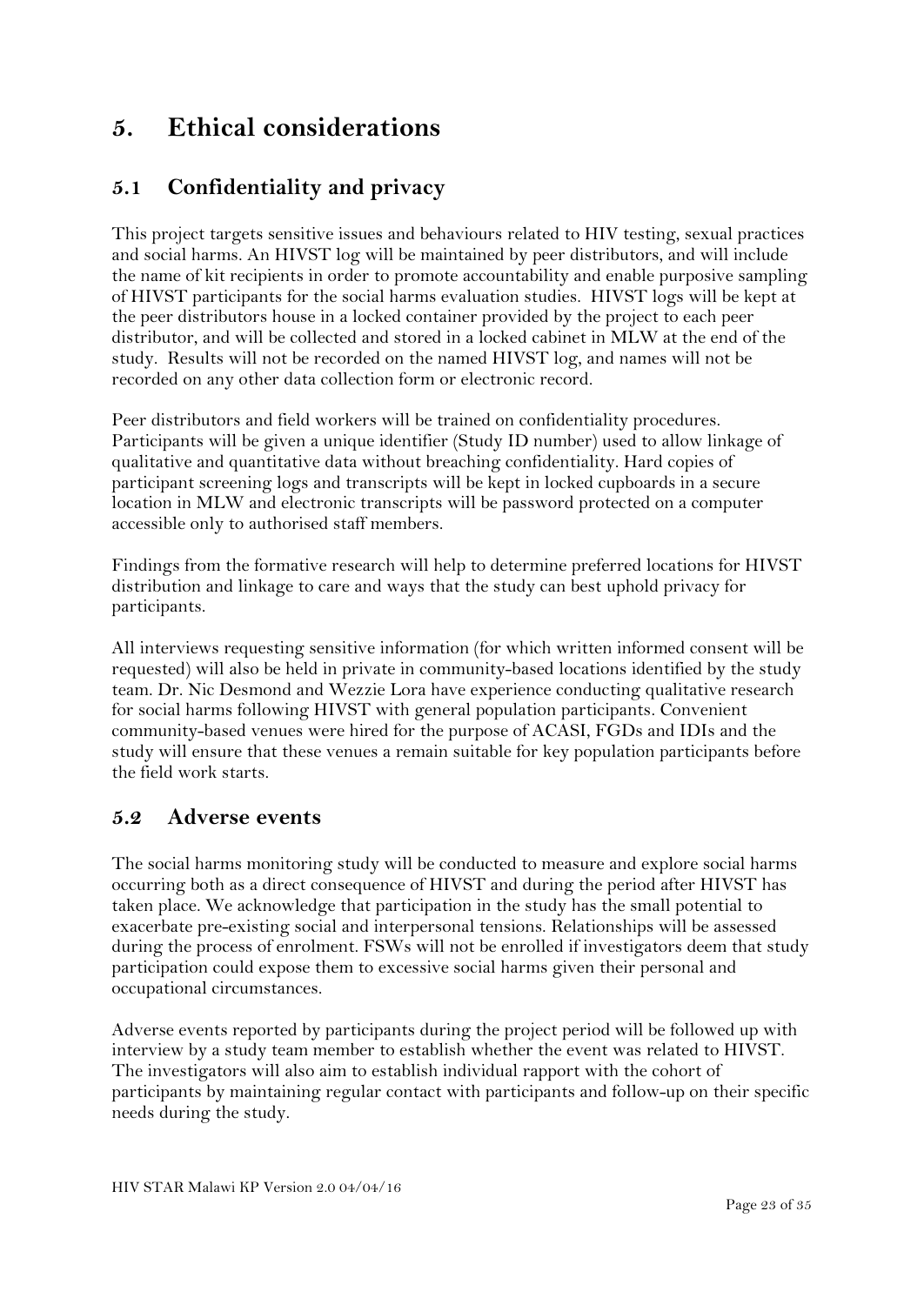# 5. Ethical considerations

## 5.1 Confidentiality and privacy

This project targets sensitive issues and behaviours related to HIV testing, sexual practices and social harms. An HIVST log will be maintained by peer distributors, and will include the name of kit recipients in order to promote accountability and enable purposive sampling of HIVST participants for the social harms evaluation studies. HIVST logs will be kept at the peer distributors house in a locked container provided by the project to each peer distributor, and will be collected and stored in a locked cabinet in MLW at the end of the study. Results will not be recorded on the named HIVST log, and names will not be recorded on any other data collection form or electronic record.

Peer distributors and field workers will be trained on confidentiality procedures. Participants will be given a unique identifier (Study ID number) used to allow linkage of qualitative and quantitative data without breaching confidentiality. Hard copies of participant screening logs and transcripts will be kept in locked cupboards in a secure location in MLW and electronic transcripts will be password protected on a computer accessible only to authorised staff members.

Findings from the formative research will help to determine preferred locations for HIVST distribution and linkage to care and ways that the study can best uphold privacy for participants.

All interviews requesting sensitive information (for which written informed consent will be requested) will also be held in private in community-based locations identified by the study team. Dr. Nic Desmond and Wezzie Lora have experience conducting qualitative research for social harms following HIVST with general population participants. Convenient community-based venues were hired for the purpose of ACASI, FGDs and IDIs and the study will ensure that these venues a remain suitable for key population participants before the field work starts.

## 5.2 Adverse events

The social harms monitoring study will be conducted to measure and explore social harms occurring both as a direct consequence of HIVST and during the period after HIVST has taken place. We acknowledge that participation in the study has the small potential to exacerbate pre-existing social and interpersonal tensions. Relationships will be assessed during the process of enrolment. FSWs will not be enrolled if investigators deem that study participation could expose them to excessive social harms given their personal and occupational circumstances.

Adverse events reported by participants during the project period will be followed up with interview by a study team member to establish whether the event was related to HIVST. The investigators will also aim to establish individual rapport with the cohort of participants by maintaining regular contact with participants and follow-up on their specific needs during the study.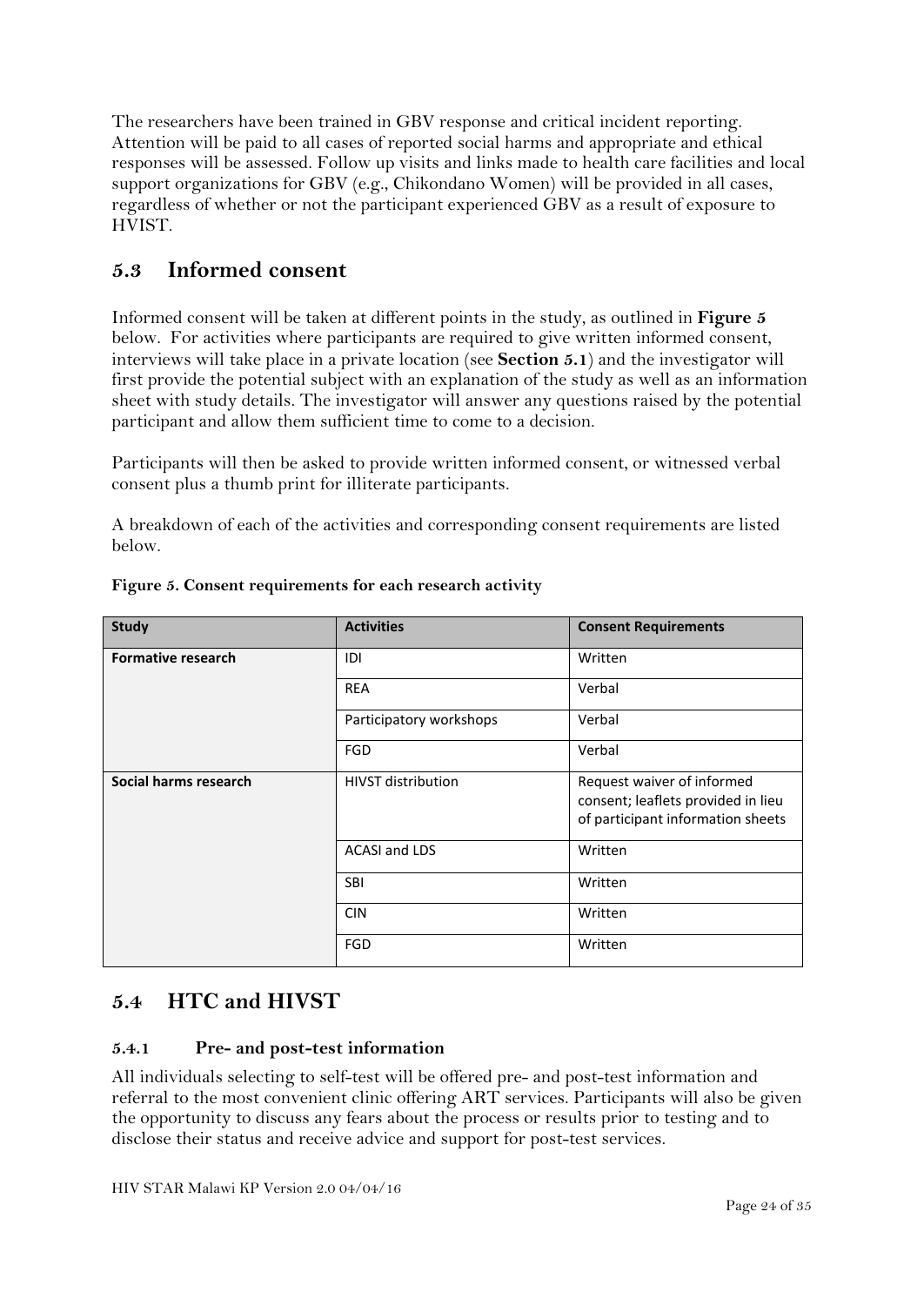The researchers have been trained in GBV response and critical incident reporting. Attention will be paid to all cases of reported social harms and appropriate and ethical responses will be assessed. Follow up visits and links made to health care facilities and local support organizations for GBV (e.g., Chikondano Women) will be provided in all cases, regardless of whether or not the participant experienced GBV as a result of exposure to HVIST.

## 5.3 Informed consent

Informed consent will be taken at different points in the study, as outlined in **Figure 5** below. For activities where participants are required to give written informed consent, interviews will take place in a private location (see **Section 5.1**) and the investigator will first provide the potential subject with an explanation of the study as well as an information sheet with study details. The investigator will answer any questions raised by the potential participant and allow them sufficient time to come to a decision.

Participants will then be asked to provide written informed consent, or witnessed verbal consent plus a thumb print for illiterate participants.

A breakdown of each of the activities and corresponding consent requirements are listed below.

**Figure 5. Consent requirements for each research activity**

| Study | Activities | Consent Requirements |
|---|---|---|
| **Formative research** | IDI | Written |
| | REA | Verbal |
| | Participatory workshops | Verbal |
| | FGD | Verbal |
| **Social harms research** | HIVST distribution | Request waiver of informed consent; leaflets provided in lieu of participant information sheets |
| | ACASI and LDS | Written |
| | SBI | Written |
| | CIN | Written |
| | FGD | Written |

## 5.4 HTC and HIVST

### 5.4.1 Pre- and post-test information

All individuals selecting to self-test will be offered pre- and post-test information and referral to the most convenient clinic offering ART services. Participants will also be given the opportunity to discuss any fears about the process or results prior to testing and to disclose their status and receive advice and support for post-test services.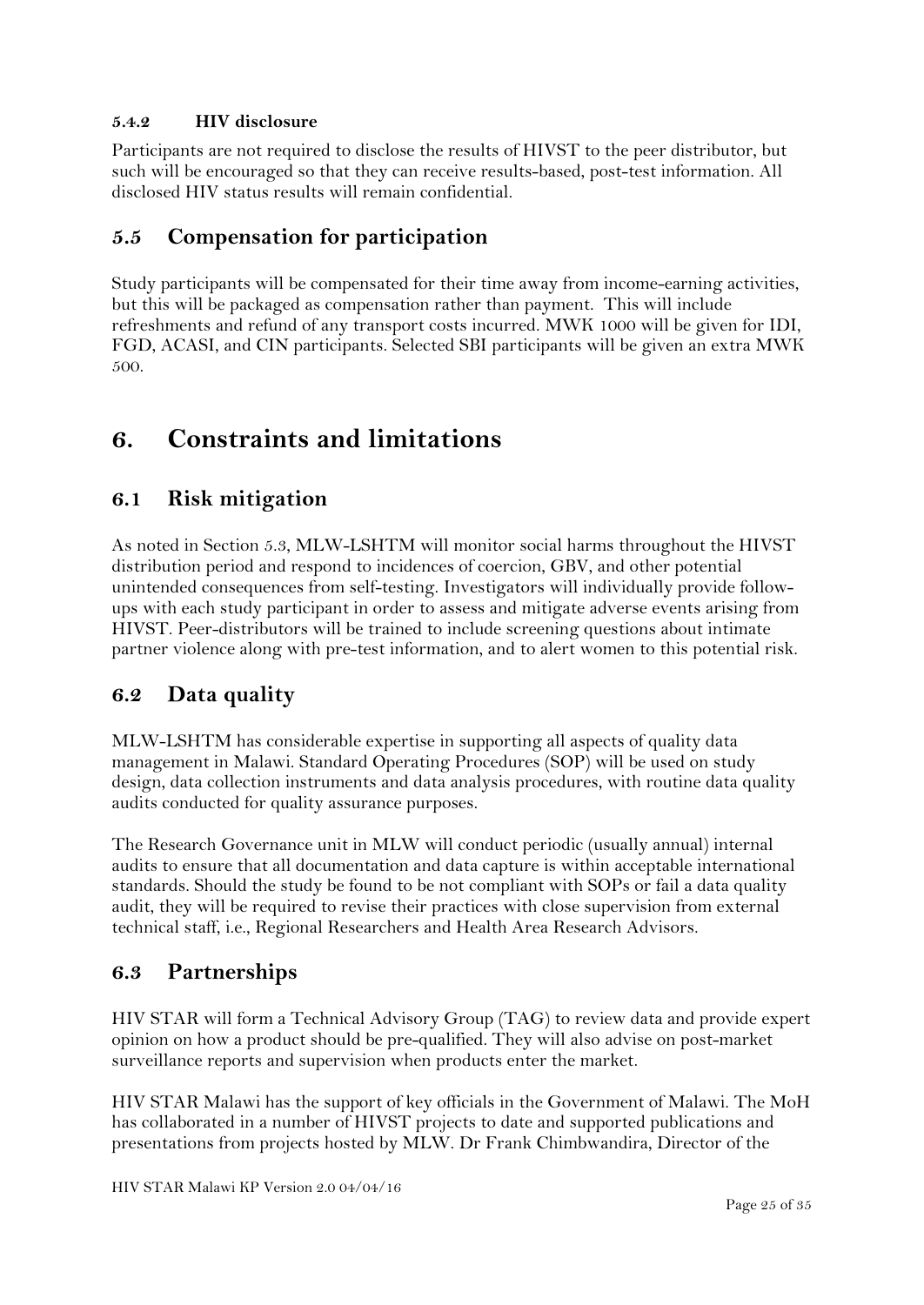#### 5.4.2 HIV disclosure

Participants are not required to disclose the results of HIVST to the peer distributor, but such will be encouraged so that they can receive results-based, post-test information. All disclosed HIV status results will remain confidential.

## 5.5 Compensation for participation

Study participants will be compensated for their time away from income-earning activities, but this will be packaged as compensation rather than payment. This will include refreshments and refund of any transport costs incurred. MWK 1000 will be given for IDI, FGD, ACASI, and CIN participants. Selected SBI participants will be given an extra MWK 500.

# 6. Constraints and limitations

## 6.1 Risk mitigation

As noted in Section 5.3, MLW-LSHTM will monitor social harms throughout the HIVST distribution period and respond to incidences of coercion, GBV, and other potential unintended consequences from self-testing. Investigators will individually provide follow-ups with each study participant in order to assess and mitigate adverse events arising from HIVST. Peer-distributors will be trained to include screening questions about intimate partner violence along with pre-test information, and to alert women to this potential risk.

## 6.2 Data quality

MLW-LSHTM has considerable expertise in supporting all aspects of quality data management in Malawi. Standard Operating Procedures (SOP) will be used on study design, data collection instruments and data analysis procedures, with routine data quality audits conducted for quality assurance purposes.

The Research Governance unit in MLW will conduct periodic (usually annual) internal audits to ensure that all documentation and data capture is within acceptable international standards. Should the study be found to be not compliant with SOPs or fail a data quality audit, they will be required to revise their practices with close supervision from external technical staff, i.e., Regional Researchers and Health Area Research Advisors.

## 6.3 Partnerships

HIV STAR will form a Technical Advisory Group (TAG) to review data and provide expert opinion on how a product should be pre-qualified. They will also advise on post-market surveillance reports and supervision when products enter the market.

HIV STAR Malawi has the support of key officials in the Government of Malawi. The MoH has collaborated in a number of HIVST projects to date and supported publications and presentations from projects hosted by MLW. Dr Frank Chimbwandira, Director of the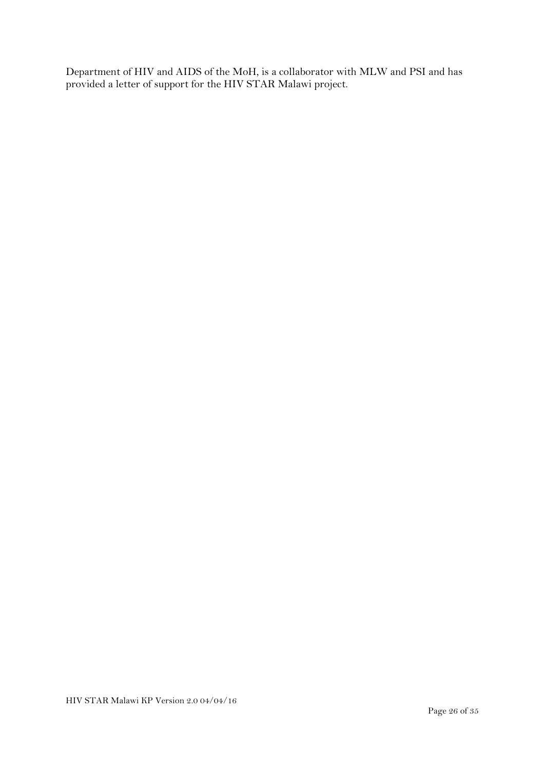Department of HIV and AIDS of the MoH, is a collaborator with MLW and PSI and has provided a letter of support for the HIV STAR Malawi project.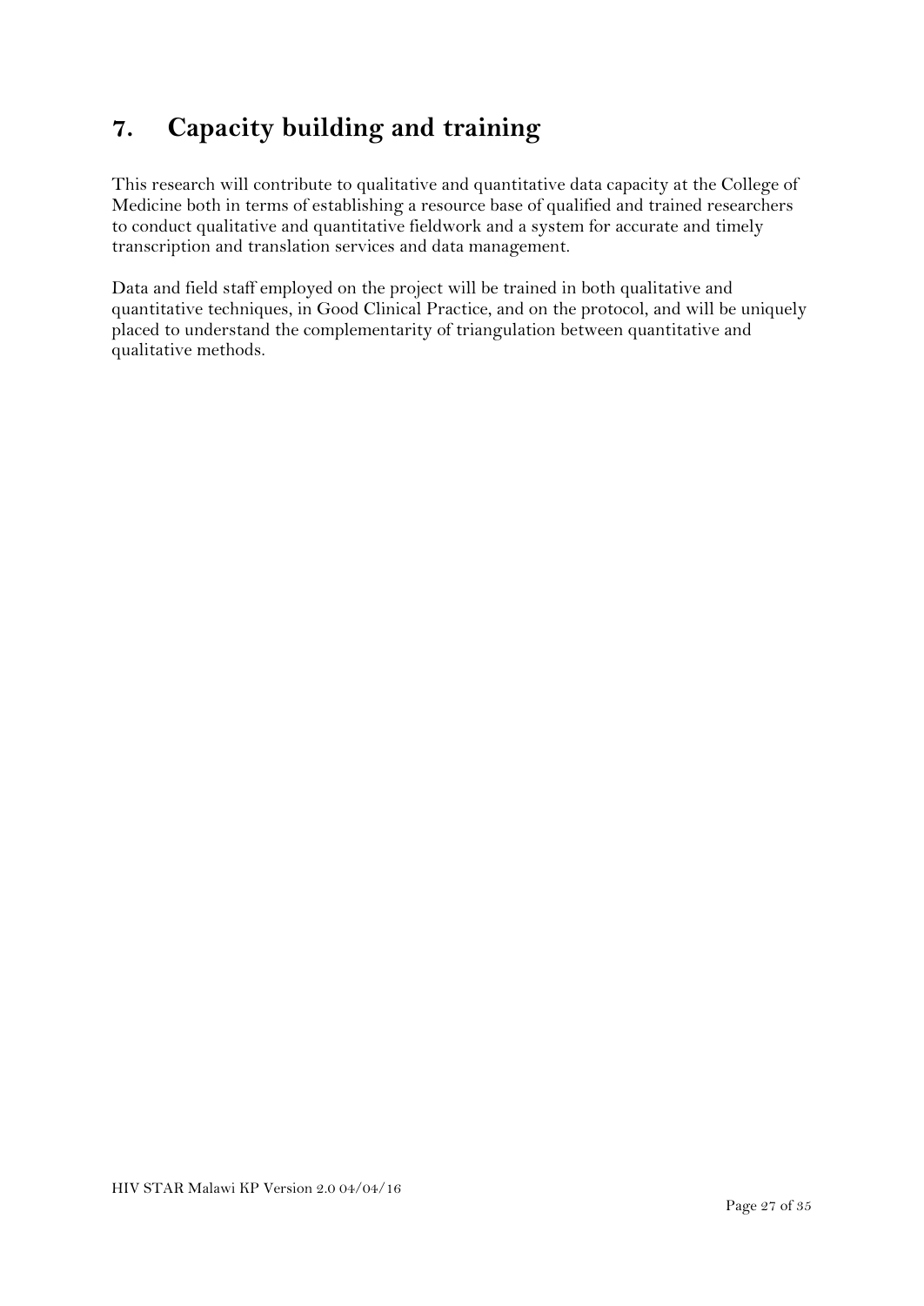# 7. Capacity building and training

This research will contribute to qualitative and quantitative data capacity at the College of Medicine both in terms of establishing a resource base of qualified and trained researchers to conduct qualitative and quantitative fieldwork and a system for accurate and timely transcription and translation services and data management.

Data and field staff employed on the project will be trained in both qualitative and quantitative techniques, in Good Clinical Practice, and on the protocol, and will be uniquely placed to understand the complementarity of triangulation between quantitative and qualitative methods.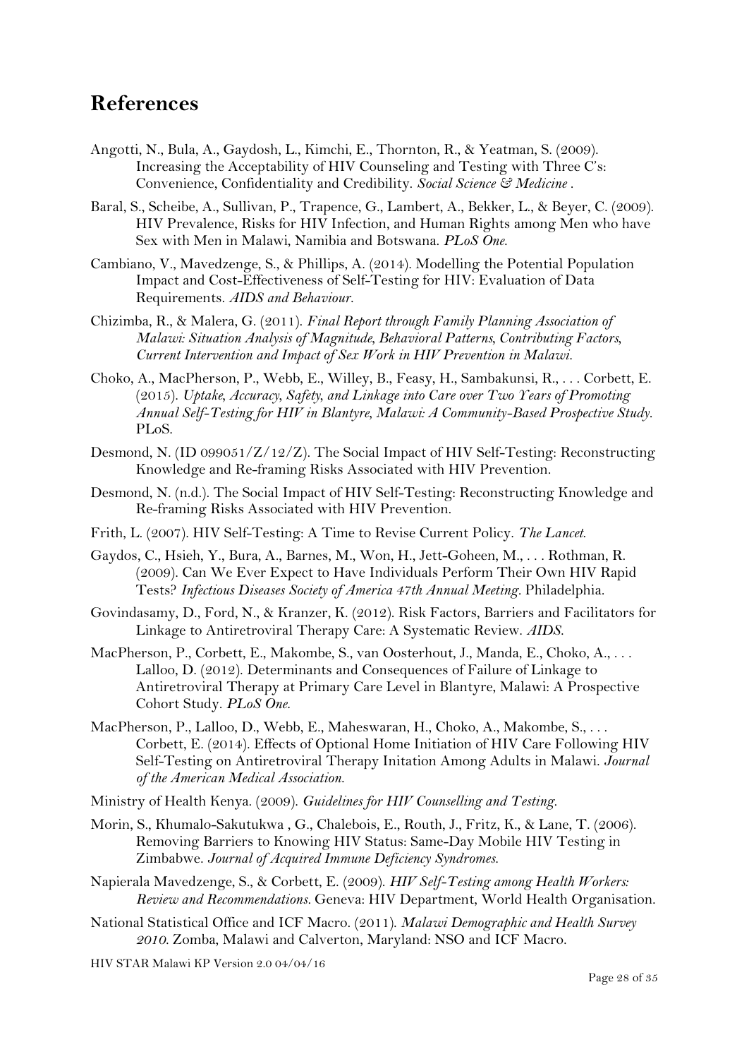## References

Angotti, N., Bula, A., Gaydosh, L., Kimchi, E., Thornton, R., & Yeatman, S. (2009). Increasing the Acceptability of HIV Counseling and Testing with Three C's: Convenience, Confidentiality and Credibility. *Social Science & Medicine* .

Baral, S., Scheibe, A., Sullivan, P., Trapence, G., Lambert, A., Bekker, L., & Beyer, C. (2009). HIV Prevalence, Risks for HIV Infection, and Human Rights among Men who have Sex with Men in Malawi, Namibia and Botswana. *PLoS One*.

Cambiano, V., Mavedzenge, S., & Phillips, A. (2014). Modelling the Potential Population Impact and Cost-Effectiveness of Self-Testing for HIV: Evaluation of Data Requirements. *AIDS and Behaviour*.

Chizimba, R., & Malera, G. (2011). *Final Report through Family Planning Association of Malawi: Situation Analysis of Magnitude, Behavioral Patterns, Contributing Factors, Current Intervention and Impact of Sex Work in HIV Prevention in Malawi*.

Choko, A., MacPherson, P., Webb, E., Willey, B., Feasy, H., Sambakunsi, R., . . . Corbett, E. (2015). *Uptake, Accuracy, Safety, and Linkage into Care over Two Years of Promoting Annual Self-Testing for HIV in Blantyre, Malawi: A Community-Based Prospective Study*. PLoS.

Desmond, N. (ID 099051/Z/12/Z). The Social Impact of HIV Self-Testing: Reconstructing Knowledge and Re-framing Risks Associated with HIV Prevention.

Desmond, N. (n.d.). The Social Impact of HIV Self-Testing: Reconstructing Knowledge and Re-framing Risks Associated with HIV Prevention.

Frith, L. (2007). HIV Self-Testing: A Time to Revise Current Policy. *The Lancet*.

Gaydos, C., Hsieh, Y., Bura, A., Barnes, M., Won, H., Jett-Goheen, M., . . . Rothman, R. (2009). Can We Ever Expect to Have Individuals Perform Their Own HIV Rapid Tests? *Infectious Diseases Society of America 47th Annual Meeting*. Philadelphia.

Govindasamy, D., Ford, N., & Kranzer, K. (2012). Risk Factors, Barriers and Facilitators for Linkage to Antiretroviral Therapy Care: A Systematic Review. *AIDS*.

MacPherson, P., Corbett, E., Makombe, S., van Oosterhout, J., Manda, E., Choko, A., . . . Lalloo, D. (2012). Determinants and Consequences of Failure of Linkage to Antiretroviral Therapy at Primary Care Level in Blantyre, Malawi: A Prospective Cohort Study. *PLoS One*.

MacPherson, P., Lalloo, D., Webb, E., Maheswaran, H., Choko, A., Makombe, S., . . . Corbett, E. (2014). Effects of Optional Home Initiation of HIV Care Following HIV Self-Testing on Antiretroviral Therapy Initation Among Adults in Malawi. *Journal of the American Medical Association*.

Ministry of Health Kenya. (2009). *Guidelines for HIV Counselling and Testing*.

Morin, S., Khumalo-Sakutukwa , G., Chalebois, E., Routh, J., Fritz, K., & Lane, T. (2006). Removing Barriers to Knowing HIV Status: Same-Day Mobile HIV Testing in Zimbabwe. *Journal of Acquired Immune Deficiency Syndromes*.

Napierala Mavedzenge, S., & Corbett, E. (2009). *HIV Self-Testing among Health Workers: Review and Recommendations*. Geneva: HIV Department, World Health Organisation.

National Statistical Office and ICF Macro. (2011). *Malawi Demographic and Health Survey 2010*. Zomba, Malawi and Calverton, Maryland: NSO and ICF Macro.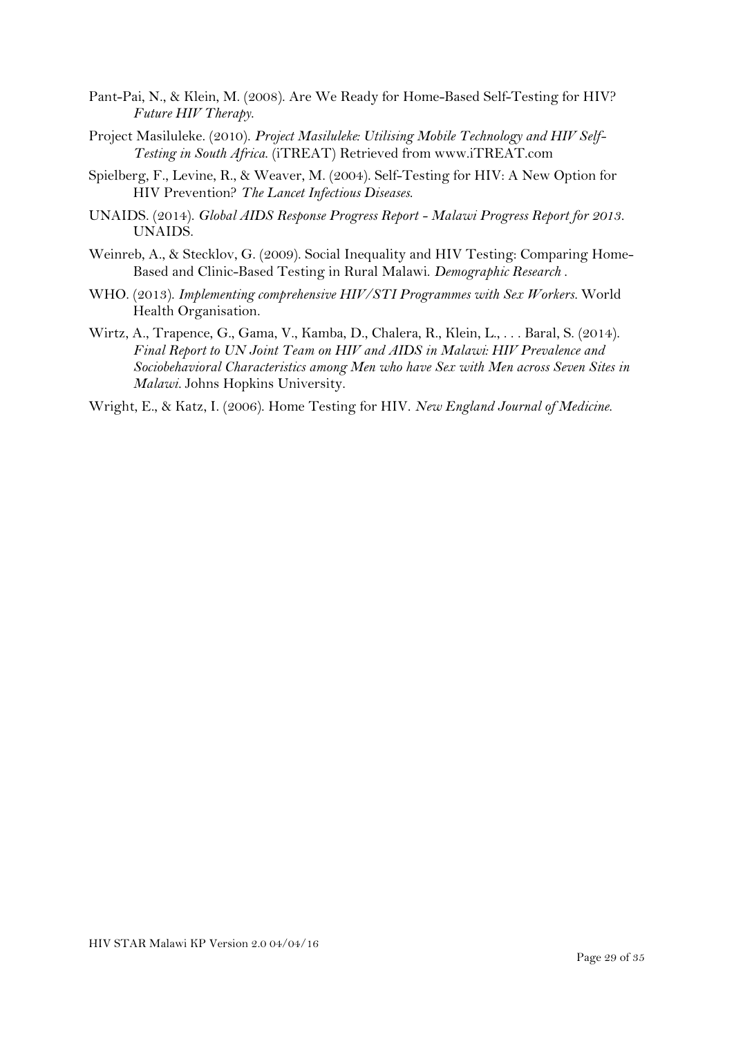Pant-Pai, N., & Klein, M. (2008). Are We Ready for Home-Based Self-Testing for HIV? *Future HIV Therapy*.

Project Masiluleke. (2010). *Project Masiluleke: Utilising Mobile Technology and HIV Self-Testing in South Africa*. (iTREAT) Retrieved from www.iTREAT.com

Spielberg, F., Levine, R., & Weaver, M. (2004). Self-Testing for HIV: A New Option for HIV Prevention? *The Lancet Infectious Diseases*.

UNAIDS. (2014). *Global AIDS Response Progress Report - Malawi Progress Report for 2013*. UNAIDS.

Weinreb, A., & Stecklov, G. (2009). Social Inequality and HIV Testing: Comparing Home-Based and Clinic-Based Testing in Rural Malawi. *Demographic Research* .

WHO. (2013). *Implementing comprehensive HIV/STI Programmes with Sex Workers*. World Health Organisation.

Wirtz, A., Trapence, G., Gama, V., Kamba, D., Chalera, R., Klein, L., . . . Baral, S. (2014). *Final Report to UN Joint Team on HIV and AIDS in Malawi: HIV Prevalence and Sociobehavioral Characteristics among Men who have Sex with Men across Seven Sites in Malawi*. Johns Hopkins University.

Wright, E., & Katz, I. (2006). Home Testing for HIV. *New England Journal of Medicine*.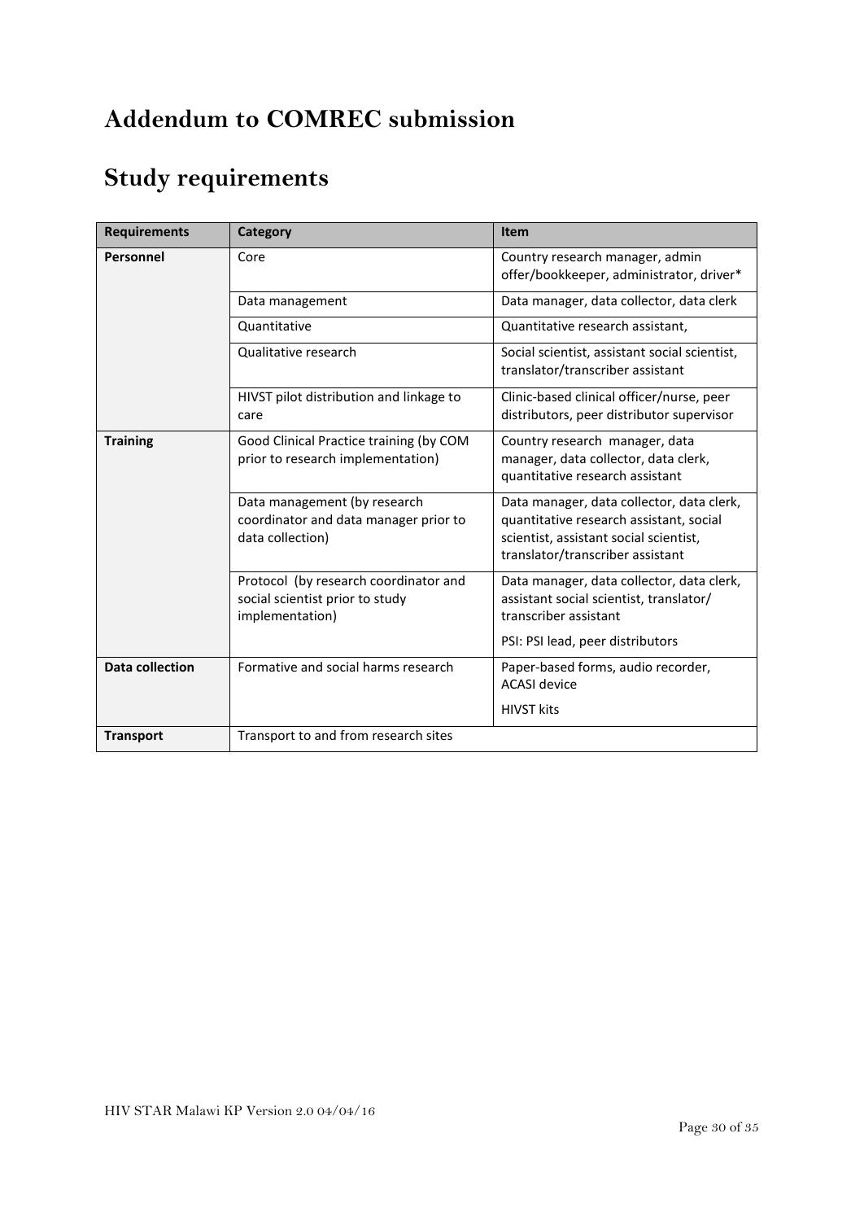# Addendum to COMREC submission

# Study requirements

| Requirements | Category | Item |
|---|---|---|
| **Personnel** | Core | Country research manager, admin offer/bookkeeper, administrator, driver* |
| | Data management | Data manager, data collector, data clerk |
| | Quantitative | Quantitative research assistant, |
| | Qualitative research | Social scientist, assistant social scientist, translator/transcriber assistant |
| | HIVST pilot distribution and linkage to care | Clinic-based clinical officer/nurse, peer distributors, peer distributor supervisor |
| **Training** | Good Clinical Practice training (by COM prior to research implementation) | Country research manager, data manager, data collector, data clerk, quantitative research assistant |
| | Data management (by research coordinator and data manager prior to data collection) | Data manager, data collector, data clerk, quantitative research assistant, social scientist, assistant social scientist, translator/transcriber assistant |
| | Protocol (by research coordinator and social scientist prior to study implementation) | Data manager, data collector, data clerk, assistant social scientist, translator/ transcriber assistant<br>PSI: PSI lead, peer distributors |
| **Data collection** | Formative and social harms research | Paper-based forms, audio recorder, ACASI device<br>HIVST kits |
| **Transport** | Transport to and from research sites | |

HIV STAR Malawi KP Version 2.0 04/04/16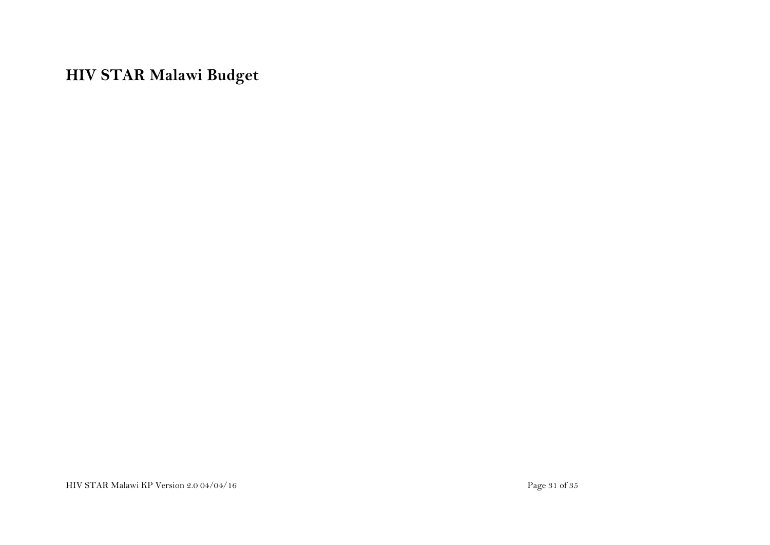# HIV STAR Malawi Budget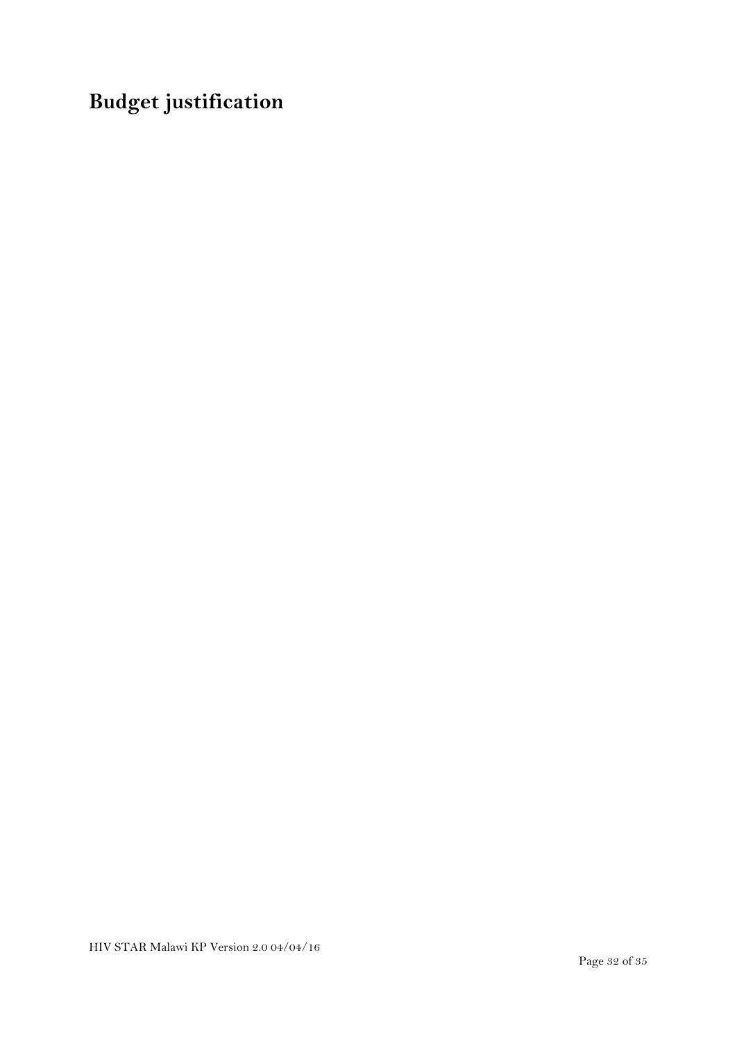# Budget justification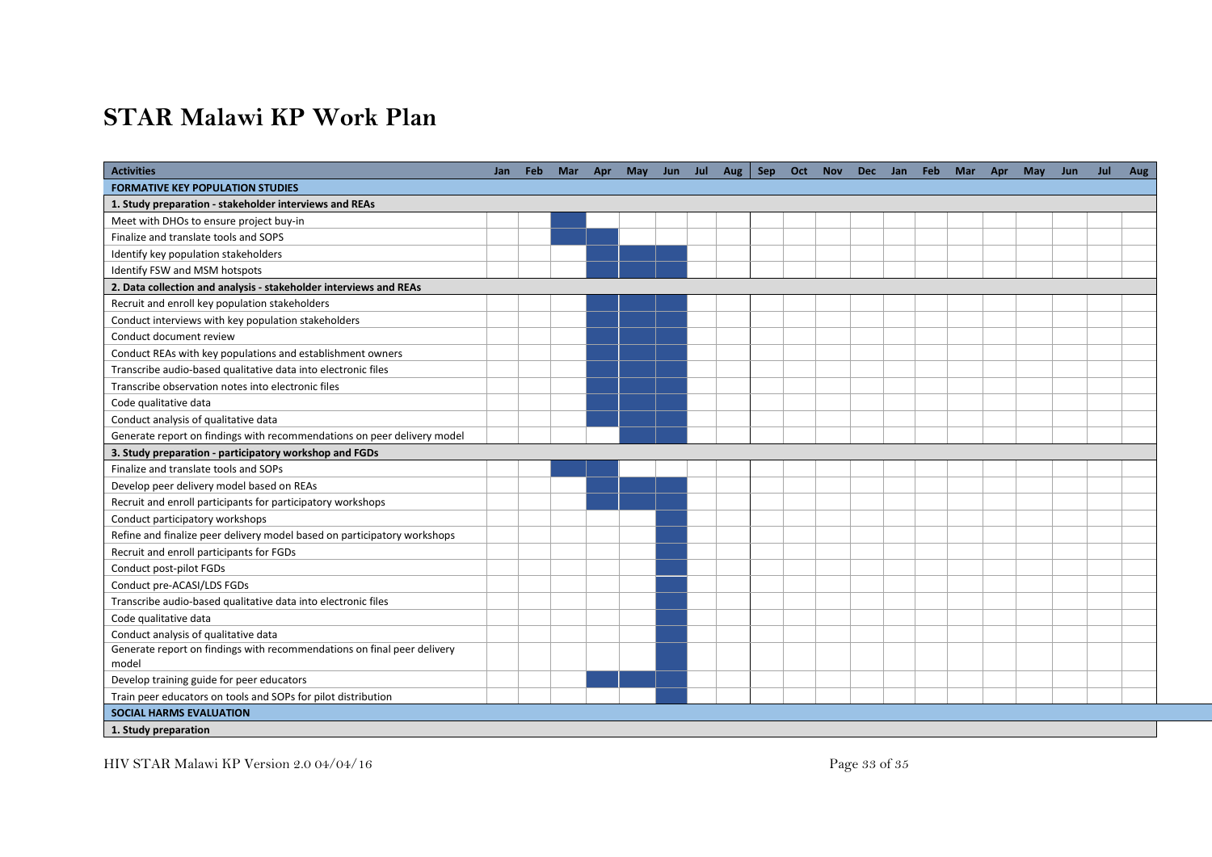# STAR Malawi KP Work Plan

| Activities | Jan | Feb | Mar | Apr | May | Jun | Jul | Aug | Sep | Oct | Nov | Dec | Jan | Feb | Mar | Apr | May | Jun | Jul | Aug |
|---|---|---|---|---|---|---|---|---|---|---|---|---|---|---|---|---|---|---|---|---|
| **FORMATIVE KEY POPULATION STUDIES** | | | | | | | | | | | | | | | | | | | | |
| **1. Study preparation - stakeholder interviews and REAs** | | | | | | | | | | | | | | | | | | | | |
| Meet with DHOs to ensure project buy-in | | | ■ | | | | | | | | | | | | | | | | | |
| Finalize and translate tools and SOPS | | | ■ | ■ | | | | | | | | | | | | | | | | |
| Identify key population stakeholders | | | | ■ | ■ | ■ | | | | | | | | | | | | | | |
| Identify FSW and MSM hotspots | | | | ■ | ■ | ■ | | | | | | | | | | | | | | |
| **2. Data collection and analysis - stakeholder interviews and REAs** | | | | | | | | | | | | | | | | | | | | |
| Recruit and enroll key population stakeholders | | | | ■ | ■ | ■ | | | | | | | | | | | | | | |
| Conduct interviews with key population stakeholders | | | | ■ | ■ | ■ | | | | | | | | | | | | | | |
| Conduct document review | | | | ■ | ■ | ■ | | | | | | | | | | | | | | |
| Conduct REAs with key populations and establishment owners | | | | ■ | ■ | ■ | | | | | | | | | | | | | | |
| Transcribe audio-based qualitative data into electronic files | | | | ■ | ■ | ■ | | | | | | | | | | | | | | |
| Transcribe observation notes into electronic files | | | | ■ | ■ | ■ | | | | | | | | | | | | | | |
| Code qualitative data | | | | ■ | ■ | ■ | | | | | | | | | | | | | | |
| Conduct analysis of qualitative data | | | | ■ | ■ | ■ | | | | | | | | | | | | | | |
| Generate report on findings with recommendations on peer delivery model | | | | | ■ | ■ | | | | | | | | | | | | | | |
| **3. Study preparation - participatory workshop and FGDs** | | | | | | | | | | | | | | | | | | | | |
| Finalize and translate tools and SOPs | | | ■ | ■ | | | | | | | | | | | | | | | | |
| Develop peer delivery model based on REAs | | | | ■ | ■ | ■ | | | | | | | | | | | | | | |
| Recruit and enroll participants for participatory workshops | | | | ■ | ■ | ■ | | | | | | | | | | | | | | |
| Conduct participatory workshops | | | | | | ■ | | | | | | | | | | | | | | |
| Refine and finalize peer delivery model based on participatory workshops | | | | | | ■ | | | | | | | | | | | | | | |
| Recruit and enroll participants for FGDs | | | | | | ■ | | | | | | | | | | | | | | |
| Conduct post-pilot FGDs | | | | | | ■ | | | | | | | | | | | | | | |
| Conduct pre-ACASI/LDS FGDs | | | | | | ■ | | | | | | | | | | | | | | |
| Transcribe audio-based qualitative data into electronic files | | | | | | ■ | | | | | | | | | | | | | | |
| Code qualitative data | | | | | | ■ | | | | | | | | | | | | | | |
| Conduct analysis of qualitative data | | | | | | ■ | | | | | | | | | | | | | | |
| Generate report on findings with recommendations on final peer delivery model | | | | | | ■ | | | | | | | | | | | | | | |
| Develop training guide for peer educators | | | | ■ | ■ | | | | | | | | | | | | | | | |
| Train peer educators on tools and SOPs for pilot distribution | | | | | | ■ | | | | | | | | | | | | | | |
| **SOCIAL HARMS EVALUATION** | | | | | | | | | | | | | | | | | | | | |
| **1. Study preparation** | | | | | | | | | | | | | | | | | | | | |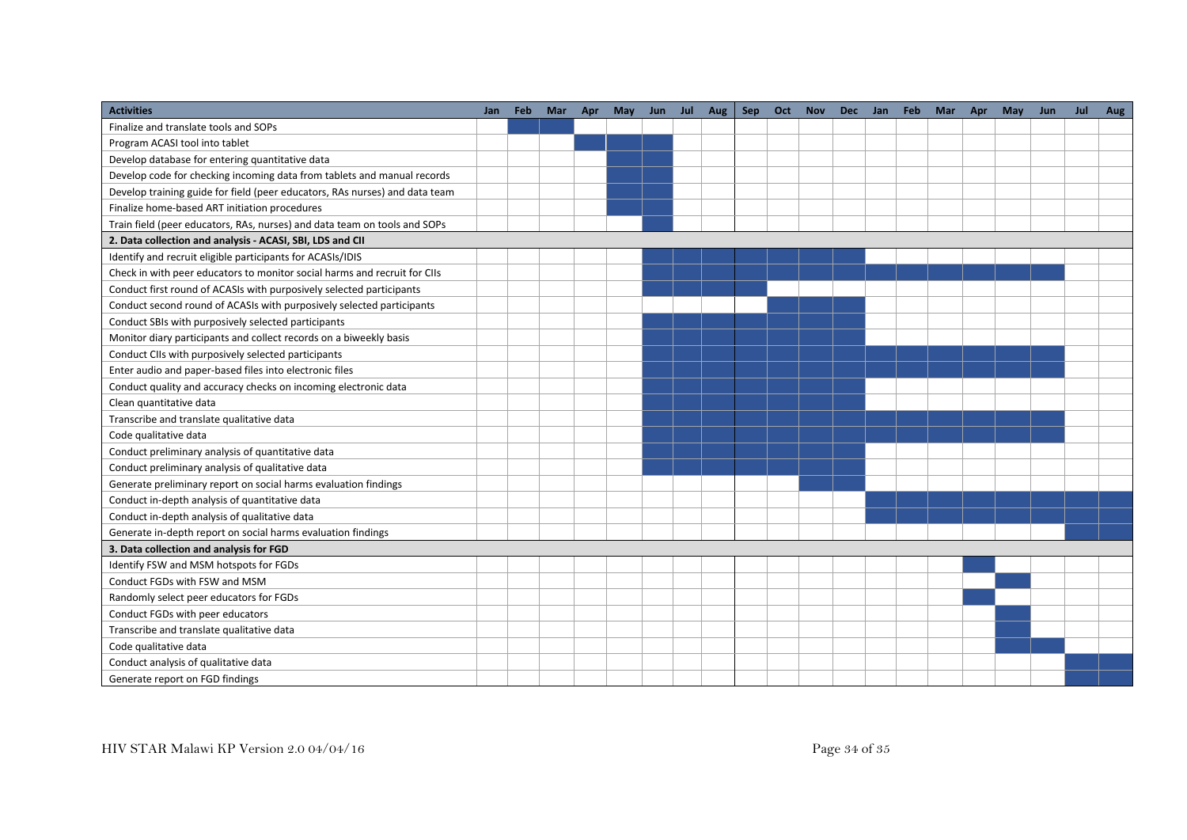| Activities | Jan | Feb | Mar | Apr | May | Jun | Jul | Aug | Sep | Oct | Nov | Dec | Jan | Feb | Mar | Apr | May | Jun | Jul | Aug |
|---|---|---|---|---|---|---|---|---|---|---|---|---|---|---|---|---|---|---|---|---|
| Finalize and translate tools and SOPs | | X | X | | | | | | | | | | | | | | | | | |
| Program ACASI tool into tablet | | | | X | X | X | | | | | | | | | | | | | | |
| Develop database for entering quantitative data | | | | | X | X | | | | | | | | | | | | | | |
| Develop code for checking incoming data from tablets and manual records | | | | | X | X | | | | | | | | | | | | | | |
| Develop training guide for field (peer educators, RAs nurses) and data team | | | | | X | X | | | | | | | | | | | | | | |
| Finalize home-based ART initiation procedures | | | | | X | X | | | | | | | | | | | | | | |
| Train field (peer educators, RAs, nurses) and data team on tools and SOPs | | | | | | X | | | | | | | | | | | | | | |
| **2. Data collection and analysis - ACASI, SBI, LDS and CII** | | | | | | | | | | | | | | | | | | | | |
| Identify and recruit eligible participants for ACASIs/IDIS | | | | | | X | X | X | X | X | X | X | | | | | | | | |
| Check in with peer educators to monitor social harms and recruit for CIIs | | | | | | X | X | X | X | X | X | X | X | X | X | X | X | X | | |
| Conduct first round of ACASIs with purposively selected participants | | | | | | X | X | X | X | | | | | | | | | | | |
| Conduct second round of ACASIs with purposively selected participants | | | | | | | | | | X | X | X | | | | | | | | |
| Conduct SBIs with purposively selected participants | | | | | | X | X | X | X | X | X | X | | | | | | | | |
| Monitor diary participants and collect records on a biweekly basis | | | | | | X | X | X | X | X | X | X | | | | | | | | |
| Conduct CIIs with purposively selected participants | | | | | | X | X | X | X | X | X | X | X | X | X | X | X | X | | |
| Enter audio and paper-based files into electronic files | | | | | | X | X | X | X | X | X | X | X | X | X | X | X | X | | |
| Conduct quality and accuracy checks on incoming electronic data | | | | | | X | X | X | X | X | X | X | | | | | | | | |
| Clean quantitative data | | | | | | X | X | X | X | X | X | X | | | | | | | | |
| Transcribe and translate qualitative data | | | | | | X | X | X | X | X | X | X | X | X | X | X | X | X | | |
| Code qualitative data | | | | | | X | X | X | X | X | X | X | X | X | X | X | X | X | | |
| Conduct preliminary analysis of quantitative data | | | | | | X | X | X | X | X | X | X | | | | | | | | |
| Conduct preliminary analysis of qualitative data | | | | | | X | X | X | X | X | X | X | | | | | | | | |
| Generate preliminary report on social harms evaluation findings | | | | | | | | | | | X | X | | | | | | | | |
| Conduct in-depth analysis of quantitative data | | | | | | | | | | | | | X | X | X | X | X | X | X | X |
| Conduct in-depth analysis of qualitative data | | | | | | | | | | | | | X | X | X | X | X | X | X | X |
| Generate in-depth report on social harms evaluation findings | | | | | | | | | | | | | | | | | | | X | X |
| **3. Data collection and analysis for FGD** | | | | | | | | | | | | | | | | | | | | |
| Identify FSW and MSM hotspots for FGDs | | | | | | | | | | | | | | | | X | | | | |
| Conduct FGDs with FSW and MSM | | | | | | | | | | | | | | | | | X | | | |
| Randomly select peer educators for FGDs | | | | | | | | | | | | | | | | X | | | | |
| Conduct FGDs with peer educators | | | | | | | | | | | | | | | | | X | | | |
| Transcribe and translate qualitative data | | | | | | | | | | | | | | | | | X | | | |
| Code qualitative data | | | | | | | | | | | | | | | | | X | X | | |
| Conduct analysis of qualitative data | | | | | | | | | | | | | | | | | | | X | X |
| Generate report on FGD findings | | | | | | | | | | | | | | | | | | | X | X |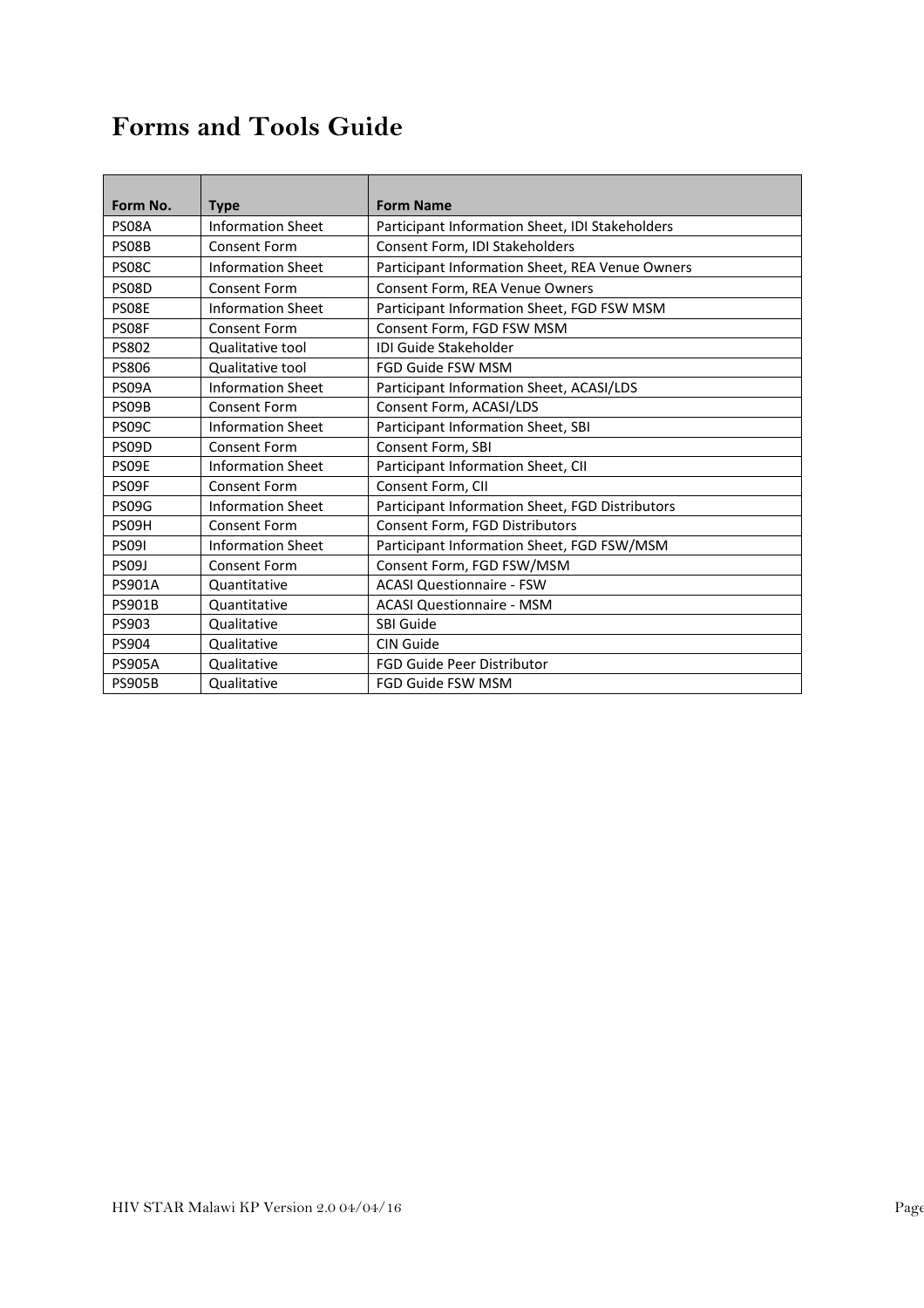# Forms and Tools Guide

| Form No. | Type | Form Name |
|---|---|---|
| PS08A | Information Sheet | Participant Information Sheet, IDI Stakeholders |
| PS08B | Consent Form | Consent Form, IDI Stakeholders |
| PS08C | Information Sheet | Participant Information Sheet, REA Venue Owners |
| PS08D | Consent Form | Consent Form, REA Venue Owners |
| PS08E | Information Sheet | Participant Information Sheet, FGD FSW MSM |
| PS08F | Consent Form | Consent Form, FGD FSW MSM |
| PS802 | Qualitative tool | IDI Guide Stakeholder |
| PS806 | Qualitative tool | FGD Guide FSW MSM |
| PS09A | Information Sheet | Participant Information Sheet, ACASI/LDS |
| PS09B | Consent Form | Consent Form, ACASI/LDS |
| PS09C | Information Sheet | Participant Information Sheet, SBI |
| PS09D | Consent Form | Consent Form, SBI |
| PS09E | Information Sheet | Participant Information Sheet, CII |
| PS09F | Consent Form | Consent Form, CII |
| PS09G | Information Sheet | Participant Information Sheet, FGD Distributors |
| PS09H | Consent Form | Consent Form, FGD Distributors |
| PS09I | Information Sheet | Participant Information Sheet, FGD FSW/MSM |
| PS09J | Consent Form | Consent Form, FGD FSW/MSM |
| PS901A | Quantitative | ACASI Questionnaire - FSW |
| PS901B | Quantitative | ACASI Questionnaire - MSM |
| PS903 | Qualitative | SBI Guide |
| PS904 | Qualitative | CIN Guide |
| PS905A | Qualitative | FGD Guide Peer Distributor |
| PS905B | Qualitative | FGD Guide FSW MSM |